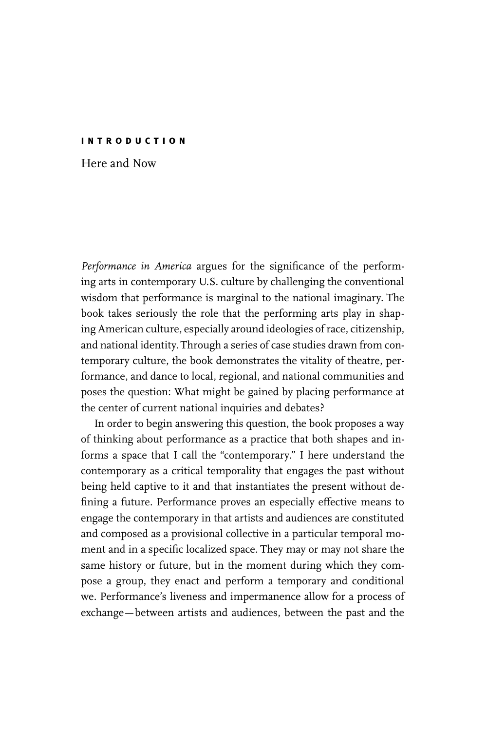# INTRODUCTION

## Here and Now

*Performance in America* argues for the significance of the performing arts in contemporary U.S. culture by challenging the conventional wisdom that performance is marginal to the national imaginary. The book takes seriously the role that the performing arts play in shaping American culture, especially around ideologies of race, citizenship, and national identity. Through a series of case studies drawn from contemporary culture, the book demonstrates the vitality of theatre, performance, and dance to local, regional, and national communities and poses the question: What might be gained by placing performance at the center of current national inquiries and debates?

In order to begin answering this question, the book proposes a way of thinking about performance as a practice that both shapes and informs a space that I call the "contemporary." I here understand the contemporary as a critical temporality that engages the past without being held captive to it and that instantiates the present without defining a future. Performance proves an especially effective means to engage the contemporary in that artists and audiences are constituted and composed as a provisional collective in a particular temporal moment and in a specific localized space. They may or may not share the same history or future, but in the moment during which they compose a group, they enact and perform a temporary and conditional we. Performance's liveness and impermanence allow for a process of exchange—between artists and audiences, between the past and the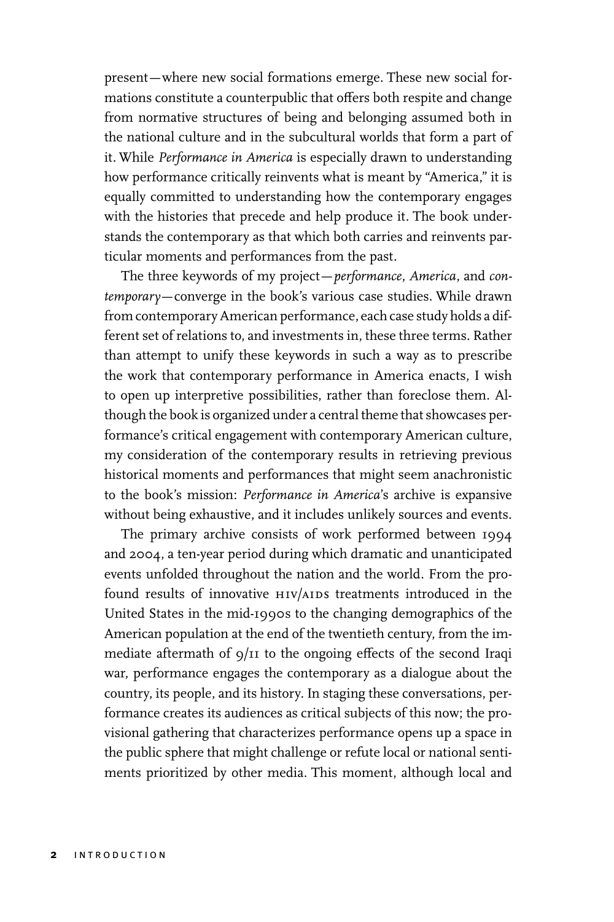present—where new social formations emerge. These new social formations constitute a counterpublic that offers both respite and change from normative structures of being and belonging assumed both in the national culture and in the subcultural worlds that form a part of it. While *Performance in America* is especially drawn to understanding how performance critically reinvents what is meant by "America," it is equally committed to understanding how the contemporary engages with the histories that precede and help produce it. The book understands the contemporary as that which both carries and reinvents particular moments and performances from the past.

The three keywords of my project—*performance*, *America*, and *contemporary*—converge in the book's various case studies. While drawn from contemporary American performance, each case study holds a different set of relations to, and investments in, these three terms. Rather than attempt to unify these keywords in such a way as to prescribe the work that contemporary performance in America enacts, I wish to open up interpretive possibilities, rather than foreclose them. Although the book is organized under a central theme that showcases performance's critical engagement with contemporary American culture, my consideration of the contemporary results in retrieving previous historical moments and performances that might seem anachronistic to the book's mission: *Performance in America*'s archive is expansive without being exhaustive, and it includes unlikely sources and events.

The primary archive consists of work performed between 1994 and 2004, a ten-year period during which dramatic and unanticipated events unfolded throughout the nation and the world. From the profound results of innovative HIV/AIDS treatments introduced in the United States in the mid-1990s to the changing demographics of the American population at the end of the twentieth century, from the immediate aftermath of 9/11 to the ongoing effects of the second Iraqi war, performance engages the contemporary as a dialogue about the country, its people, and its history. In staging these conversations, performance creates its audiences as critical subjects of this now; the provisional gathering that characterizes performance opens up a space in the public sphere that might challenge or refute local or national sentiments prioritized by other media. This moment, although local and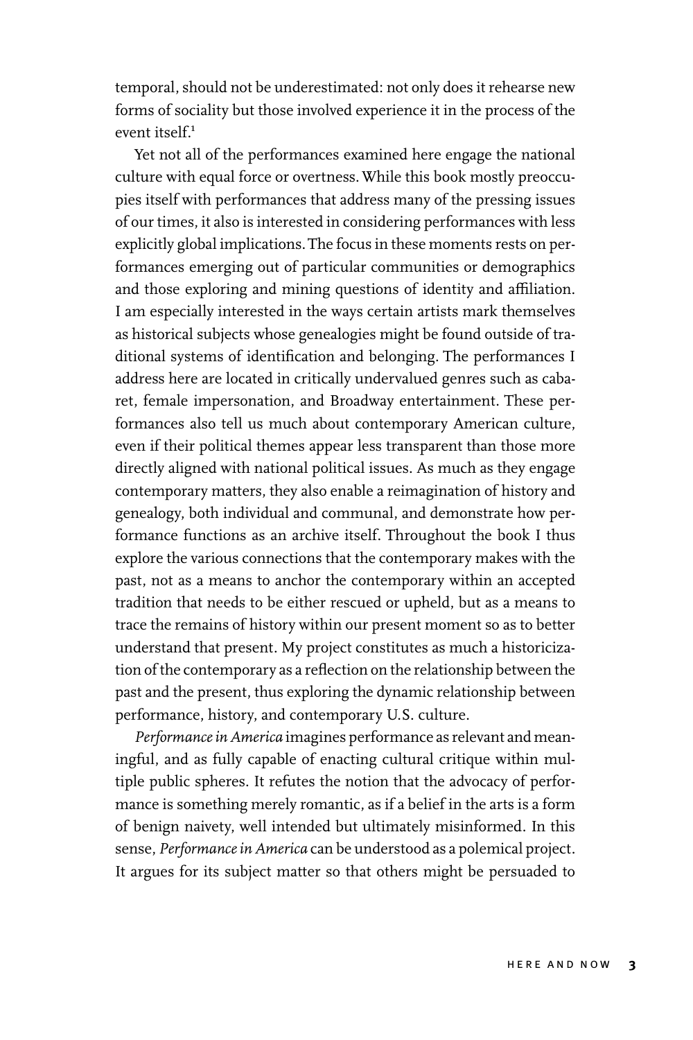temporal, should not be underestimated: not only does it rehearse new forms of sociality but those involved experience it in the process of the event itself.[1]

Yet not all of the performances examined here engage the national culture with equal force or overtness. While this book mostly preoccupies itself with performances that address many of the pressing issues of our times, it also is interested in considering performances with less explicitly global implications. The focus in these moments rests on performances emerging out of particular communities or demographics and those exploring and mining questions of identity and affiliation. I am especially interested in the ways certain artists mark themselves as historical subjects whose genealogies might be found outside of traditional systems of identification and belonging. The performances I address here are located in critically undervalued genres such as cabaret, female impersonation, and Broadway entertainment. These performances also tell us much about contemporary American culture, even if their political themes appear less transparent than those more directly aligned with national political issues. As much as they engage contemporary matters, they also enable a reimagination of history and genealogy, both individual and communal, and demonstrate how performance functions as an archive itself. Throughout the book I thus explore the various connections that the contemporary makes with the past, not as a means to anchor the contemporary within an accepted tradition that needs to be either rescued or upheld, but as a means to trace the remains of history within our present moment so as to better understand that present. My project constitutes as much a historicization of the contemporary as a reflection on the relationship between the past and the present, thus exploring the dynamic relationship between performance, history, and contemporary U.S. culture.

*Performance in America* imagines performance as relevant and meaningful, and as fully capable of enacting cultural critique within multiple public spheres. It refutes the notion that the advocacy of performance is something merely romantic, as if a belief in the arts is a form of benign naivety, well intended but ultimately misinformed. In this sense, *Performance in America* can be understood as a polemical project. It argues for its subject matter so that others might be persuaded to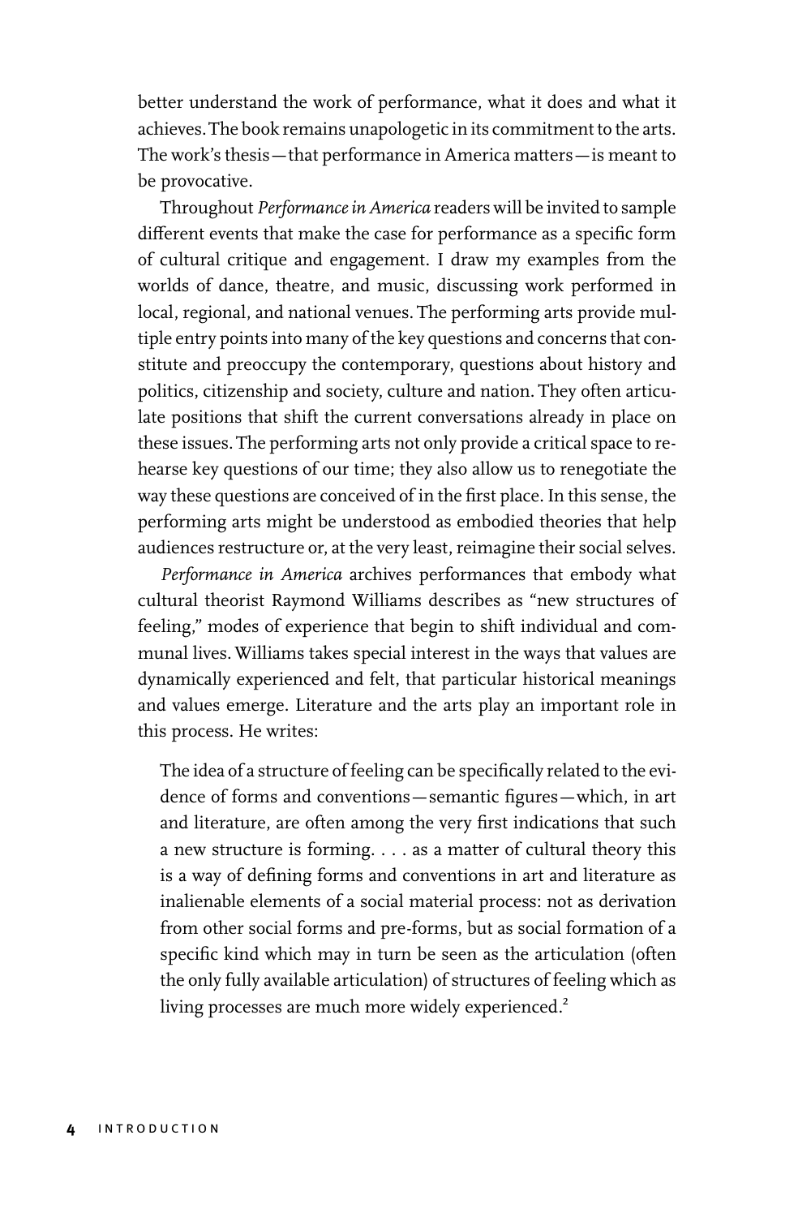better understand the work of performance, what it does and what it achieves. The book remains unapologetic in its commitment to the arts. The work's thesis—that performance in America matters—is meant to be provocative.

Throughout *Performance in America* readers will be invited to sample different events that make the case for performance as a specific form of cultural critique and engagement. I draw my examples from the worlds of dance, theatre, and music, discussing work performed in local, regional, and national venues. The performing arts provide multiple entry points into many of the key questions and concerns that constitute and preoccupy the contemporary, questions about history and politics, citizenship and society, culture and nation. They often articulate positions that shift the current conversations already in place on these issues. The performing arts not only provide a critical space to rehearse key questions of our time; they also allow us to renegotiate the way these questions are conceived of in the first place. In this sense, the performing arts might be understood as embodied theories that help audiences restructure or, at the very least, reimagine their social selves.

*Performance in America* archives performances that embody what cultural theorist Raymond Williams describes as "new structures of feeling," modes of experience that begin to shift individual and communal lives. Williams takes special interest in the ways that values are dynamically experienced and felt, that particular historical meanings and values emerge. Literature and the arts play an important role in this process. He writes:

> The idea of a structure of feeling can be specifically related to the evidence of forms and conventions—semantic figures—which, in art and literature, are often among the very first indications that such a new structure is forming. . . . as a matter of cultural theory this is a way of defining forms and conventions in art and literature as inalienable elements of a social material process: not as derivation from other social forms and pre-forms, but as social formation of a specific kind which may in turn be seen as the articulation (often the only fully available articulation) of structures of feeling which as living processes are much more widely experienced.[2]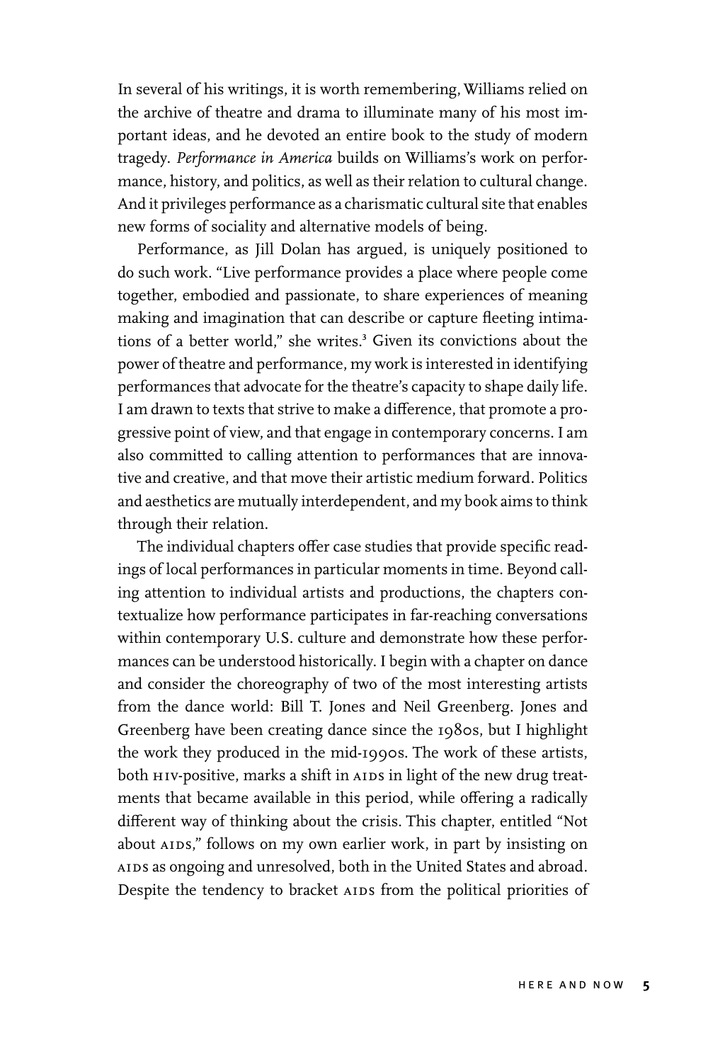In several of his writings, it is worth remembering, Williams relied on the archive of theatre and drama to illuminate many of his most important ideas, and he devoted an entire book to the study of modern tragedy. *Performance in America* builds on Williams's work on performance, history, and politics, as well as their relation to cultural change. And it privileges performance as a charismatic cultural site that enables new forms of sociality and alternative models of being.

Performance, as Jill Dolan has argued, is uniquely positioned to do such work. "Live performance provides a place where people come together, embodied and passionate, to share experiences of meaning making and imagination that can describe or capture fleeting intimations of a better world," she writes.[3] Given its convictions about the power of theatre and performance, my work is interested in identifying performances that advocate for the theatre's capacity to shape daily life. I am drawn to texts that strive to make a difference, that promote a progressive point of view, and that engage in contemporary concerns. I am also committed to calling attention to performances that are innovative and creative, and that move their artistic medium forward. Politics and aesthetics are mutually interdependent, and my book aims to think through their relation.

The individual chapters offer case studies that provide specific readings of local performances in particular moments in time. Beyond calling attention to individual artists and productions, the chapters contextualize how performance participates in far-reaching conversations within contemporary U.S. culture and demonstrate how these performances can be understood historically. I begin with a chapter on dance and consider the choreography of two of the most interesting artists from the dance world: Bill T. Jones and Neil Greenberg. Jones and Greenberg have been creating dance since the 1980s, but I highlight the work they produced in the mid-1990s. The work of these artists, both HIV-positive, marks a shift in AIDS in light of the new drug treatments that became available in this period, while offering a radically different way of thinking about the crisis. This chapter, entitled "Not about AIDS," follows on my own earlier work, in part by insisting on AIDS as ongoing and unresolved, both in the United States and abroad. Despite the tendency to bracket AIDS from the political priorities of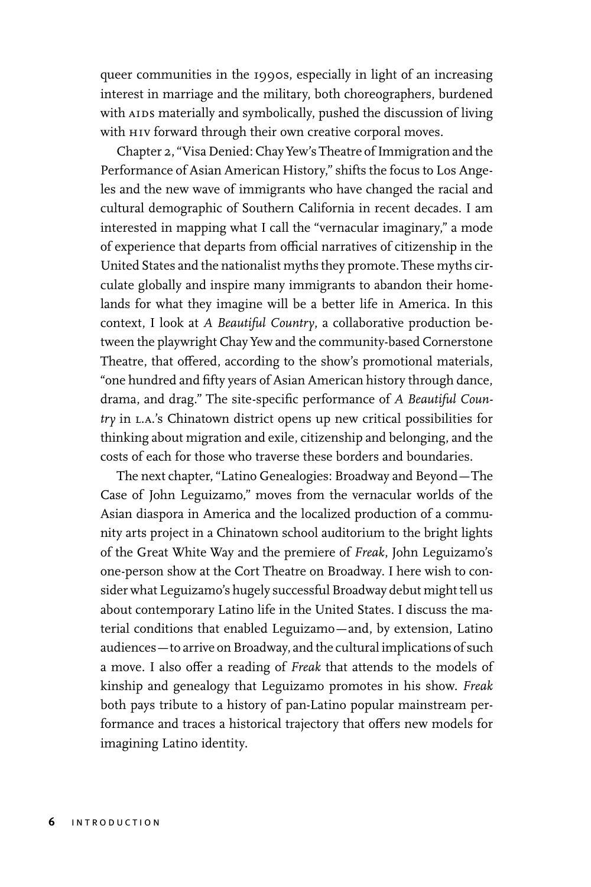queer communities in the 1990s, especially in light of an increasing interest in marriage and the military, both choreographers, burdened with AIDS materially and symbolically, pushed the discussion of living with HIV forward through their own creative corporal moves.

Chapter 2, "Visa Denied: Chay Yew's Theatre of Immigration and the Performance of Asian American History," shifts the focus to Los Angeles and the new wave of immigrants who have changed the racial and cultural demographic of Southern California in recent decades. I am interested in mapping what I call the "vernacular imaginary," a mode of experience that departs from official narratives of citizenship in the United States and the nationalist myths they promote. These myths circulate globally and inspire many immigrants to abandon their homelands for what they imagine will be a better life in America. In this context, I look at *A Beautiful Country*, a collaborative production between the playwright Chay Yew and the community-based Cornerstone Theatre, that offered, according to the show's promotional materials, "one hundred and fifty years of Asian American history through dance, drama, and drag." The site-specific performance of *A Beautiful Country* in L.A.'s Chinatown district opens up new critical possibilities for thinking about migration and exile, citizenship and belonging, and the costs of each for those who traverse these borders and boundaries.

The next chapter, "Latino Genealogies: Broadway and Beyond—The Case of John Leguizamo," moves from the vernacular worlds of the Asian diaspora in America and the localized production of a community arts project in a Chinatown school auditorium to the bright lights of the Great White Way and the premiere of *Freak*, John Leguizamo's one-person show at the Cort Theatre on Broadway. I here wish to consider what Leguizamo's hugely successful Broadway debut might tell us about contemporary Latino life in the United States. I discuss the material conditions that enabled Leguizamo—and, by extension, Latino audiences—to arrive on Broadway, and the cultural implications of such a move. I also offer a reading of *Freak* that attends to the models of kinship and genealogy that Leguizamo promotes in his show. *Freak* both pays tribute to a history of pan-Latino popular mainstream performance and traces a historical trajectory that offers new models for imagining Latino identity.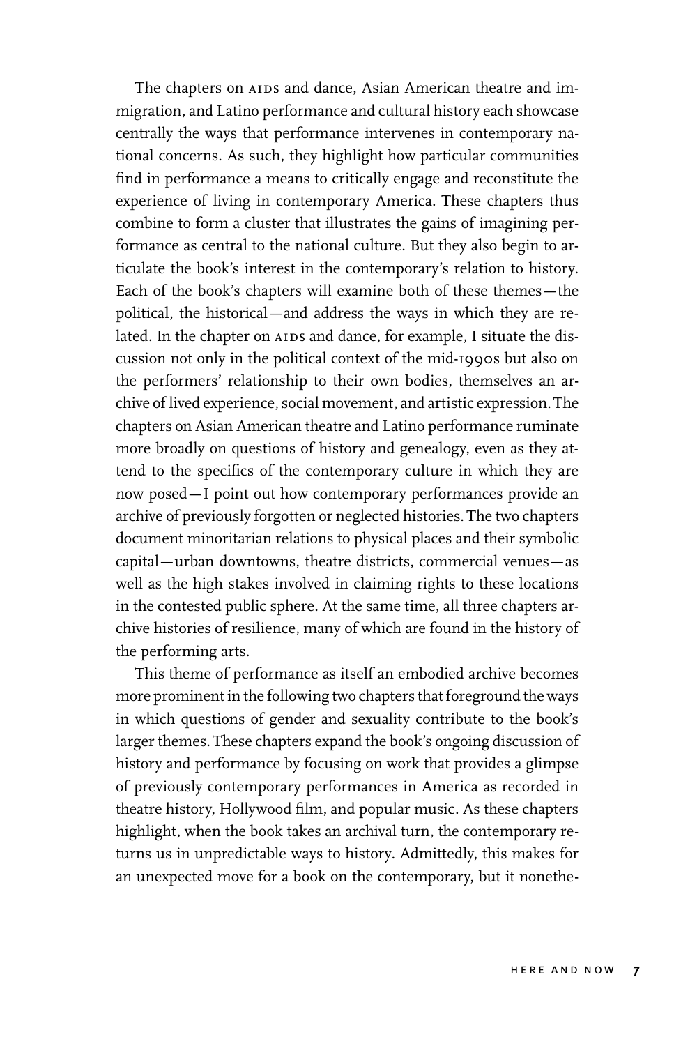The chapters on AIDS and dance, Asian American theatre and immigration, and Latino performance and cultural history each showcase centrally the ways that performance intervenes in contemporary national concerns. As such, they highlight how particular communities find in performance a means to critically engage and reconstitute the experience of living in contemporary America. These chapters thus combine to form a cluster that illustrates the gains of imagining performance as central to the national culture. But they also begin to articulate the book's interest in the contemporary's relation to history. Each of the book's chapters will examine both of these themes—the political, the historical—and address the ways in which they are related. In the chapter on AIDS and dance, for example, I situate the discussion not only in the political context of the mid-1990s but also on the performers' relationship to their own bodies, themselves an archive of lived experience, social movement, and artistic expression. The chapters on Asian American theatre and Latino performance ruminate more broadly on questions of history and genealogy, even as they attend to the specifics of the contemporary culture in which they are now posed—I point out how contemporary performances provide an archive of previously forgotten or neglected histories. The two chapters document minoritarian relations to physical places and their symbolic capital—urban downtowns, theatre districts, commercial venues—as well as the high stakes involved in claiming rights to these locations in the contested public sphere. At the same time, all three chapters archive histories of resilience, many of which are found in the history of the performing arts.

This theme of performance as itself an embodied archive becomes more prominent in the following two chapters that foreground the ways in which questions of gender and sexuality contribute to the book's larger themes. These chapters expand the book's ongoing discussion of history and performance by focusing on work that provides a glimpse of previously contemporary performances in America as recorded in theatre history, Hollywood film, and popular music. As these chapters highlight, when the book takes an archival turn, the contemporary returns us in unpredictable ways to history. Admittedly, this makes for an unexpected move for a book on the contemporary, but it nonethe-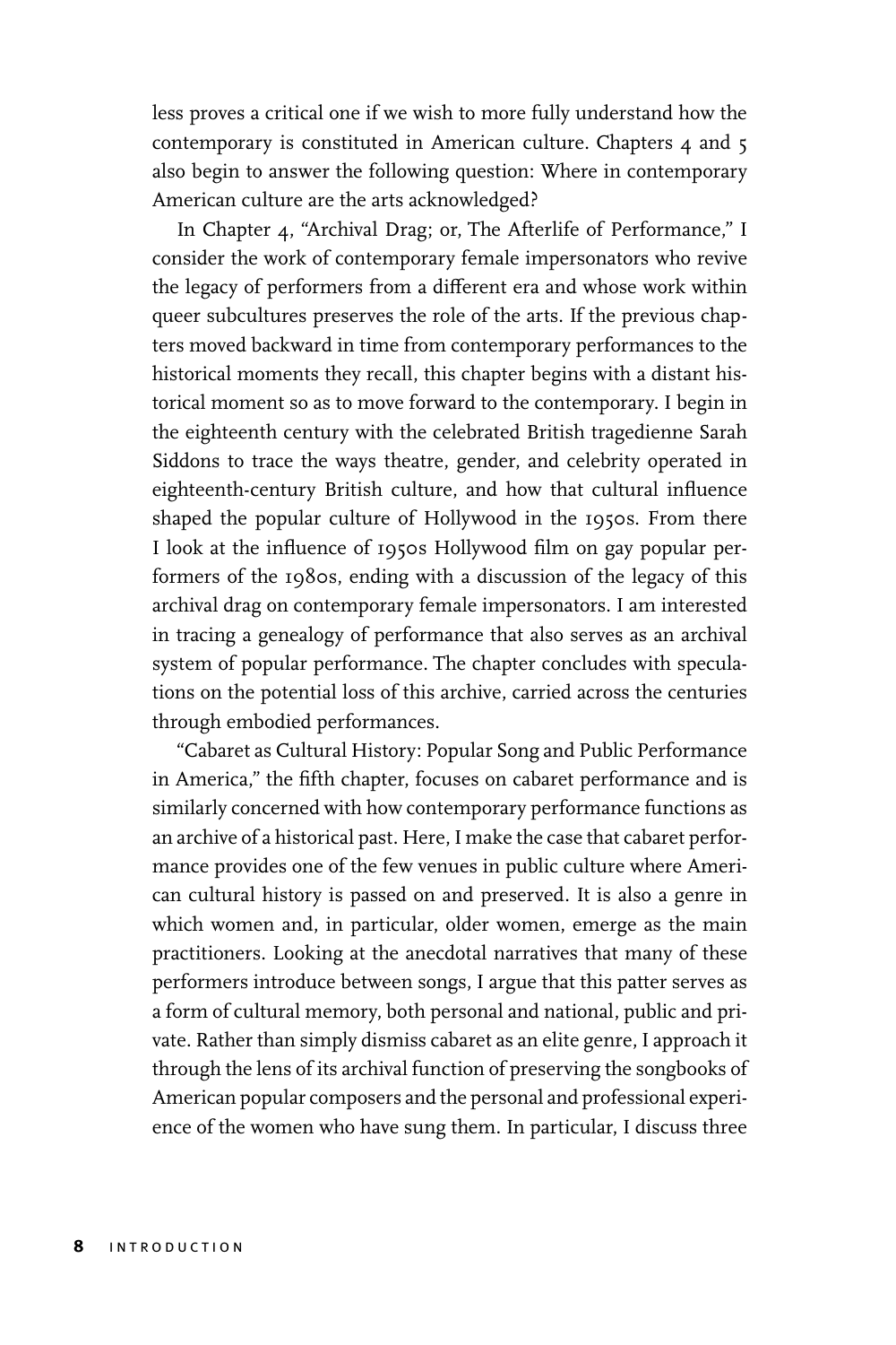less proves a critical one if we wish to more fully understand how the contemporary is constituted in American culture. Chapters 4 and 5 also begin to answer the following question: Where in contemporary American culture are the arts acknowledged?

In Chapter 4, "Archival Drag; or, The Afterlife of Performance," I consider the work of contemporary female impersonators who revive the legacy of performers from a different era and whose work within queer subcultures preserves the role of the arts. If the previous chapters moved backward in time from contemporary performances to the historical moments they recall, this chapter begins with a distant historical moment so as to move forward to the contemporary. I begin in the eighteenth century with the celebrated British tragedienne Sarah Siddons to trace the ways theatre, gender, and celebrity operated in eighteenth-century British culture, and how that cultural influence shaped the popular culture of Hollywood in the 1950s. From there I look at the influence of 1950s Hollywood film on gay popular performers of the 1980s, ending with a discussion of the legacy of this archival drag on contemporary female impersonators. I am interested in tracing a genealogy of performance that also serves as an archival system of popular performance. The chapter concludes with speculations on the potential loss of this archive, carried across the centuries through embodied performances.

"Cabaret as Cultural History: Popular Song and Public Performance in America," the fifth chapter, focuses on cabaret performance and is similarly concerned with how contemporary performance functions as an archive of a historical past. Here, I make the case that cabaret performance provides one of the few venues in public culture where American cultural history is passed on and preserved. It is also a genre in which women and, in particular, older women, emerge as the main practitioners. Looking at the anecdotal narratives that many of these performers introduce between songs, I argue that this patter serves as a form of cultural memory, both personal and national, public and private. Rather than simply dismiss cabaret as an elite genre, I approach it through the lens of its archival function of preserving the songbooks of American popular composers and the personal and professional experience of the women who have sung them. In particular, I discuss three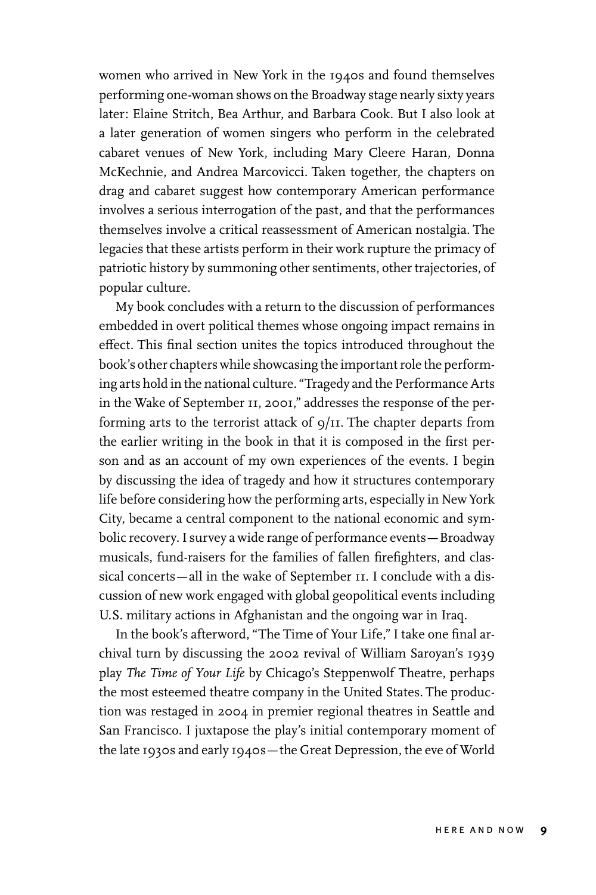women who arrived in New York in the 1940s and found themselves performing one-woman shows on the Broadway stage nearly sixty years later: Elaine Stritch, Bea Arthur, and Barbara Cook. But I also look at a later generation of women singers who perform in the celebrated cabaret venues of New York, including Mary Cleere Haran, Donna McKechnie, and Andrea Marcovicci. Taken together, the chapters on drag and cabaret suggest how contemporary American performance involves a serious interrogation of the past, and that the performances themselves involve a critical reassessment of American nostalgia. The legacies that these artists perform in their work rupture the primacy of patriotic history by summoning other sentiments, other trajectories, of popular culture.

My book concludes with a return to the discussion of performances embedded in overt political themes whose ongoing impact remains in effect. This final section unites the topics introduced throughout the book's other chapters while showcasing the important role the performing arts hold in the national culture. "Tragedy and the Performance Arts in the Wake of September 11, 2001," addresses the response of the performing arts to the terrorist attack of 9/11. The chapter departs from the earlier writing in the book in that it is composed in the first person and as an account of my own experiences of the events. I begin by discussing the idea of tragedy and how it structures contemporary life before considering how the performing arts, especially in New York City, became a central component to the national economic and symbolic recovery. I survey a wide range of performance events—Broadway musicals, fund-raisers for the families of fallen firefighters, and classical concerts—all in the wake of September 11. I conclude with a discussion of new work engaged with global geopolitical events including U.S. military actions in Afghanistan and the ongoing war in Iraq.

In the book's afterword, "The Time of Your Life," I take one final archival turn by discussing the 2002 revival of William Saroyan's 1939 play *The Time of Your Life* by Chicago's Steppenwolf Theatre, perhaps the most esteemed theatre company in the United States. The production was restaged in 2004 in premier regional theatres in Seattle and San Francisco. I juxtapose the play's initial contemporary moment of the late 1930s and early 1940s—the Great Depression, the eve of World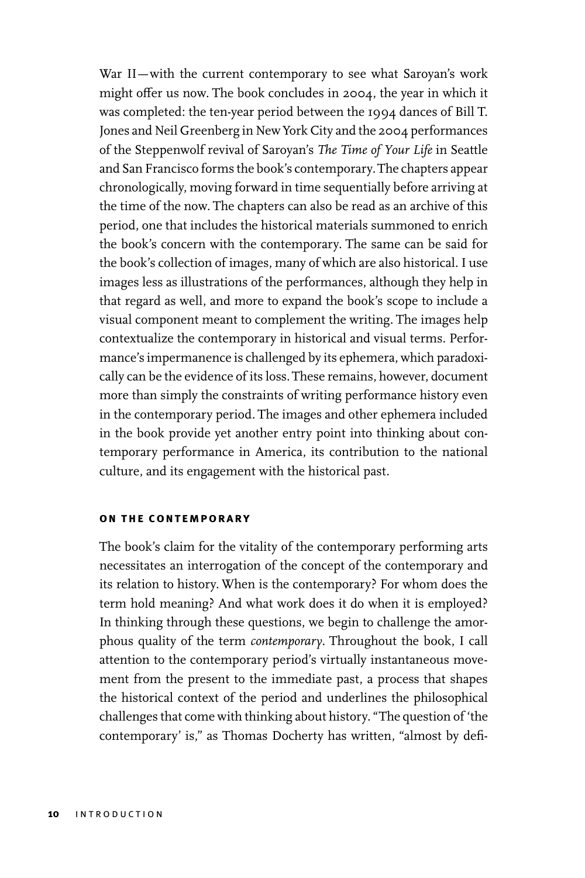War II—with the current contemporary to see what Saroyan's work might offer us now. The book concludes in 2004, the year in which it was completed: the ten-year period between the 1994 dances of Bill T. Jones and Neil Greenberg in New York City and the 2004 performances of the Steppenwolf revival of Saroyan's *The Time of Your Life* in Seattle and San Francisco forms the book's contemporary. The chapters appear chronologically, moving forward in time sequentially before arriving at the time of the now. The chapters can also be read as an archive of this period, one that includes the historical materials summoned to enrich the book's concern with the contemporary. The same can be said for the book's collection of images, many of which are also historical. I use images less as illustrations of the performances, although they help in that regard as well, and more to expand the book's scope to include a visual component meant to complement the writing. The images help contextualize the contemporary in historical and visual terms. Performance's impermanence is challenged by its ephemera, which paradoxically can be the evidence of its loss. These remains, however, document more than simply the constraints of writing performance history even in the contemporary period. The images and other ephemera included in the book provide yet another entry point into thinking about contemporary performance in America, its contribution to the national culture, and its engagement with the historical past.

#### ON THE CONTEMPORARY

The book's claim for the vitality of the contemporary performing arts necessitates an interrogation of the concept of the contemporary and its relation to history. When is the contemporary? For whom does the term hold meaning? And what work does it do when it is employed? In thinking through these questions, we begin to challenge the amorphous quality of the term *contemporary*. Throughout the book, I call attention to the contemporary period's virtually instantaneous movement from the present to the immediate past, a process that shapes the historical context of the period and underlines the philosophical challenges that come with thinking about history. "The question of 'the contemporary' is," as Thomas Docherty has written, "almost by defi-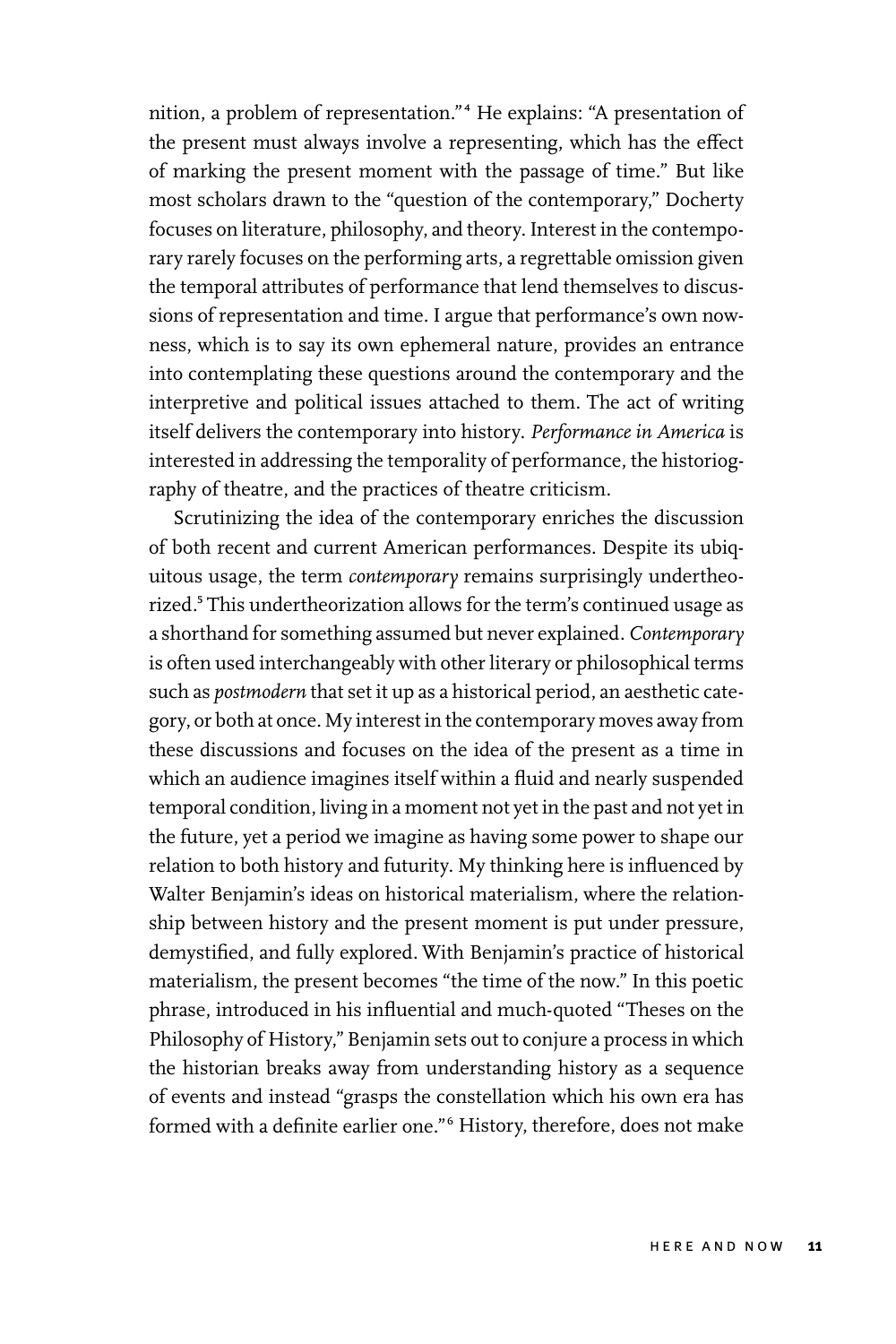nition, a problem of representation."[4] He explains: "A presentation of the present must always involve a representing, which has the effect of marking the present moment with the passage of time." But like most scholars drawn to the "question of the contemporary," Docherty focuses on literature, philosophy, and theory. Interest in the contemporary rarely focuses on the performing arts, a regrettable omission given the temporal attributes of performance that lend themselves to discussions of representation and time. I argue that performance's own nowness, which is to say its own ephemeral nature, provides an entrance into contemplating these questions around the contemporary and the interpretive and political issues attached to them. The act of writing itself delivers the contemporary into history. *Performance in America* is interested in addressing the temporality of performance, the historiography of theatre, and the practices of theatre criticism.

Scrutinizing the idea of the contemporary enriches the discussion of both recent and current American performances. Despite its ubiquitous usage, the term *contemporary* remains surprisingly undertheorized.[5] This undertheorization allows for the term's continued usage as a shorthand for something assumed but never explained. *Contemporary* is often used interchangeably with other literary or philosophical terms such as *postmodern* that set it up as a historical period, an aesthetic category, or both at once. My interest in the contemporary moves away from these discussions and focuses on the idea of the present as a time in which an audience imagines itself within a fluid and nearly suspended temporal condition, living in a moment not yet in the past and not yet in the future, yet a period we imagine as having some power to shape our relation to both history and futurity. My thinking here is influenced by Walter Benjamin's ideas on historical materialism, where the relationship between history and the present moment is put under pressure, demystified, and fully explored. With Benjamin's practice of historical materialism, the present becomes "the time of the now." In this poetic phrase, introduced in his influential and much-quoted "Theses on the Philosophy of History," Benjamin sets out to conjure a process in which the historian breaks away from understanding history as a sequence of events and instead "grasps the constellation which his own era has formed with a definite earlier one."[6] History, therefore, does not make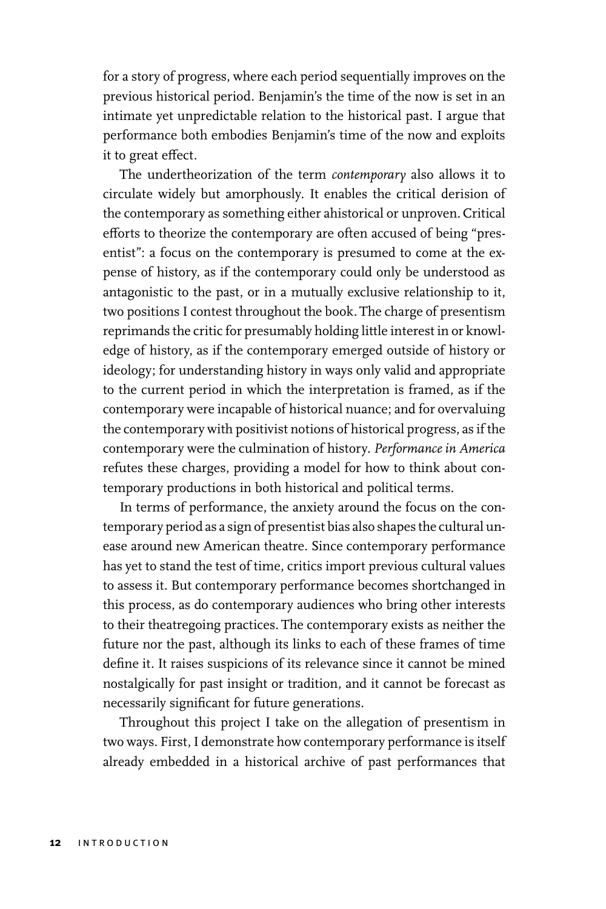for a story of progress, where each period sequentially improves on the previous historical period. Benjamin's the time of the now is set in an intimate yet unpredictable relation to the historical past. I argue that performance both embodies Benjamin's time of the now and exploits it to great effect.

The undertheorization of the term *contemporary* also allows it to circulate widely but amorphously. It enables the critical derision of the contemporary as something either ahistorical or unproven. Critical efforts to theorize the contemporary are often accused of being "presentist": a focus on the contemporary is presumed to come at the expense of history, as if the contemporary could only be understood as antagonistic to the past, or in a mutually exclusive relationship to it, two positions I contest throughout the book. The charge of presentism reprimands the critic for presumably holding little interest in or knowledge of history, as if the contemporary emerged outside of history or ideology; for understanding history in ways only valid and appropriate to the current period in which the interpretation is framed, as if the contemporary were incapable of historical nuance; and for overvaluing the contemporary with positivist notions of historical progress, as if the contemporary were the culmination of history. *Performance in America* refutes these charges, providing a model for how to think about contemporary productions in both historical and political terms.

In terms of performance, the anxiety around the focus on the contemporary period as a sign of presentist bias also shapes the cultural unease around new American theatre. Since contemporary performance has yet to stand the test of time, critics import previous cultural values to assess it. But contemporary performance becomes shortchanged in this process, as do contemporary audiences who bring other interests to their theatregoing practices. The contemporary exists as neither the future nor the past, although its links to each of these frames of time define it. It raises suspicions of its relevance since it cannot be mined nostalgically for past insight or tradition, and it cannot be forecast as necessarily significant for future generations.

Throughout this project I take on the allegation of presentism in two ways. First, I demonstrate how contemporary performance is itself already embedded in a historical archive of past performances that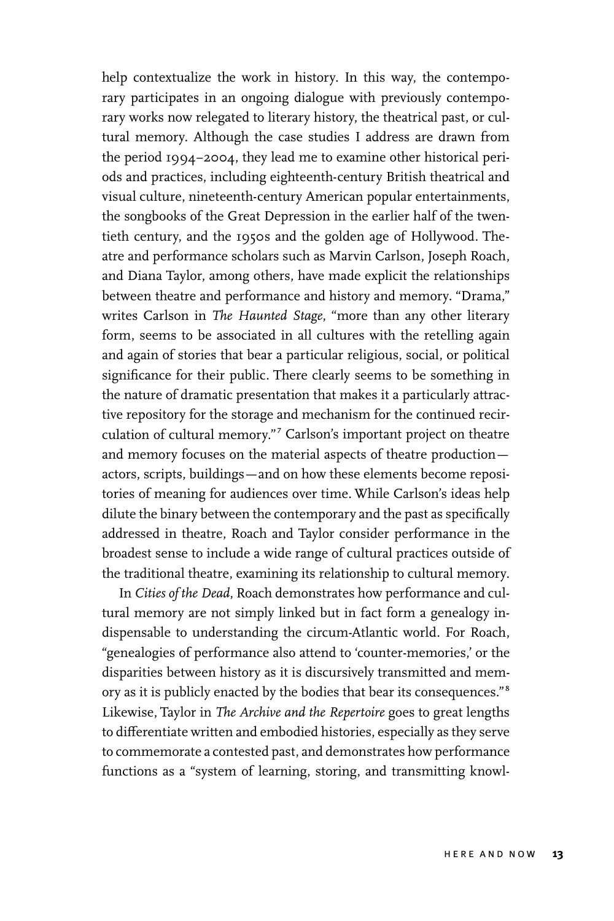help contextualize the work in history. In this way, the contemporary participates in an ongoing dialogue with previously contemporary works now relegated to literary history, the theatrical past, or cultural memory. Although the case studies I address are drawn from the period 1994–2004, they lead me to examine other historical periods and practices, including eighteenth-century British theatrical and visual culture, nineteenth-century American popular entertainments, the songbooks of the Great Depression in the earlier half of the twentieth century, and the 1950s and the golden age of Hollywood. Theatre and performance scholars such as Marvin Carlson, Joseph Roach, and Diana Taylor, among others, have made explicit the relationships between theatre and performance and history and memory. "Drama," writes Carlson in *The Haunted Stage*, "more than any other literary form, seems to be associated in all cultures with the retelling again and again of stories that bear a particular religious, social, or political significance for their public. There clearly seems to be something in the nature of dramatic presentation that makes it a particularly attractive repository for the storage and mechanism for the continued recirculation of cultural memory."[7] Carlson's important project on theatre and memory focuses on the material aspects of theatre production—actors, scripts, buildings—and on how these elements become repositories of meaning for audiences over time. While Carlson's ideas help dilute the binary between the contemporary and the past as specifically addressed in theatre, Roach and Taylor consider performance in the broadest sense to include a wide range of cultural practices outside of the traditional theatre, examining its relationship to cultural memory.

In *Cities of the Dead*, Roach demonstrates how performance and cultural memory are not simply linked but in fact form a genealogy indispensable to understanding the circum-Atlantic world. For Roach, "genealogies of performance also attend to 'counter-memories,' or the disparities between history as it is discursively transmitted and memory as it is publicly enacted by the bodies that bear its consequences."[8] Likewise, Taylor in *The Archive and the Repertoire* goes to great lengths to differentiate written and embodied histories, especially as they serve to commemorate a contested past, and demonstrates how performance functions as a "system of learning, storing, and transmitting knowl-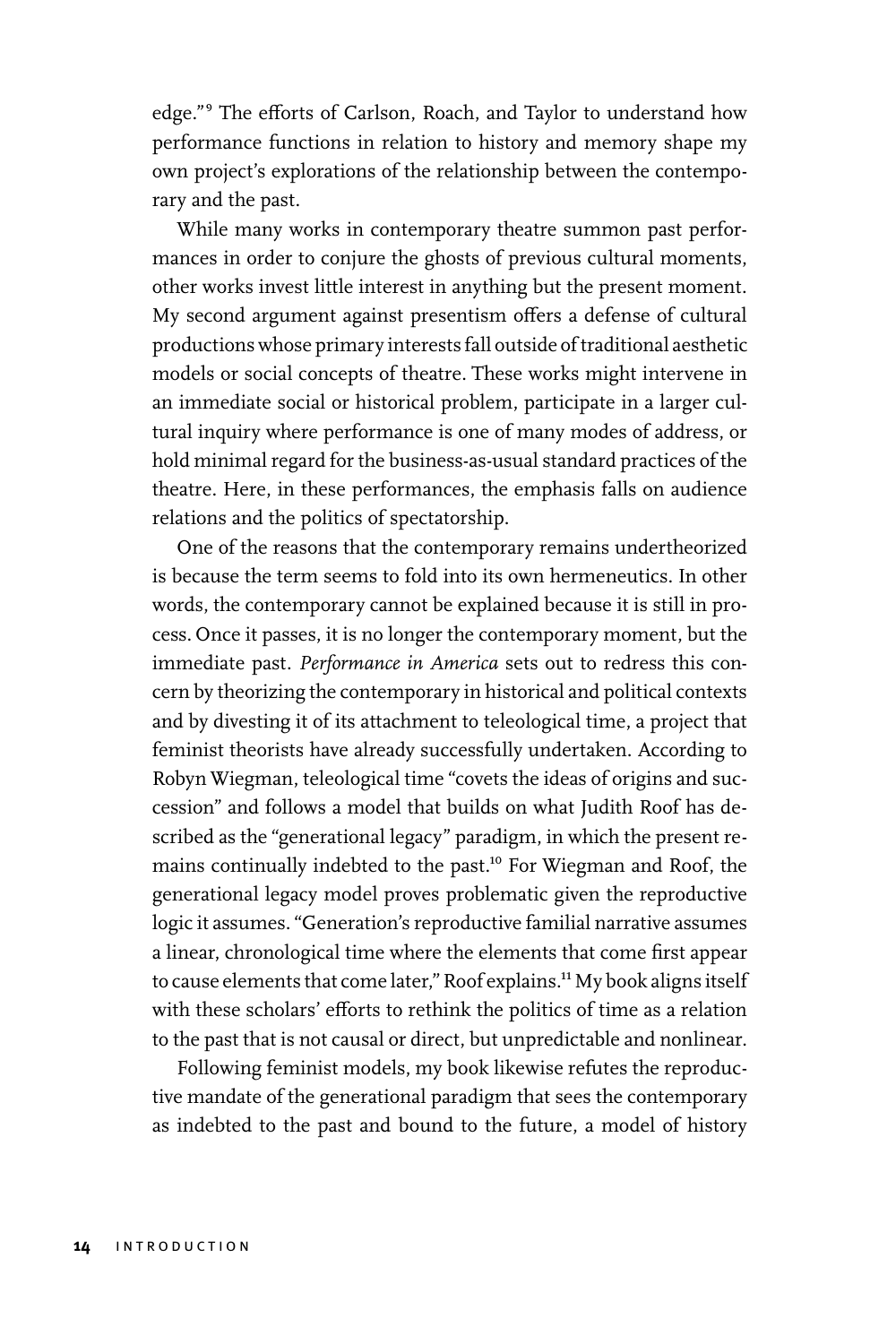edge."[9] The efforts of Carlson, Roach, and Taylor to understand how performance functions in relation to history and memory shape my own project's explorations of the relationship between the contemporary and the past.

While many works in contemporary theatre summon past performances in order to conjure the ghosts of previous cultural moments, other works invest little interest in anything but the present moment. My second argument against presentism offers a defense of cultural productions whose primary interests fall outside of traditional aesthetic models or social concepts of theatre. These works might intervene in an immediate social or historical problem, participate in a larger cultural inquiry where performance is one of many modes of address, or hold minimal regard for the business-as-usual standard practices of the theatre. Here, in these performances, the emphasis falls on audience relations and the politics of spectatorship.

One of the reasons that the contemporary remains undertheorized is because the term seems to fold into its own hermeneutics. In other words, the contemporary cannot be explained because it is still in process. Once it passes, it is no longer the contemporary moment, but the immediate past. *Performance in America* sets out to redress this concern by theorizing the contemporary in historical and political contexts and by divesting it of its attachment to teleological time, a project that feminist theorists have already successfully undertaken. According to Robyn Wiegman, teleological time "covets the ideas of origins and succession" and follows a model that builds on what Judith Roof has described as the "generational legacy" paradigm, in which the present remains continually indebted to the past.[10] For Wiegman and Roof, the generational legacy model proves problematic given the reproductive logic it assumes. "Generation's reproductive familial narrative assumes a linear, chronological time where the elements that come first appear to cause elements that come later," Roof explains.[11] My book aligns itself with these scholars' efforts to rethink the politics of time as a relation to the past that is not causal or direct, but unpredictable and nonlinear.

Following feminist models, my book likewise refutes the reproductive mandate of the generational paradigm that sees the contemporary as indebted to the past and bound to the future, a model of history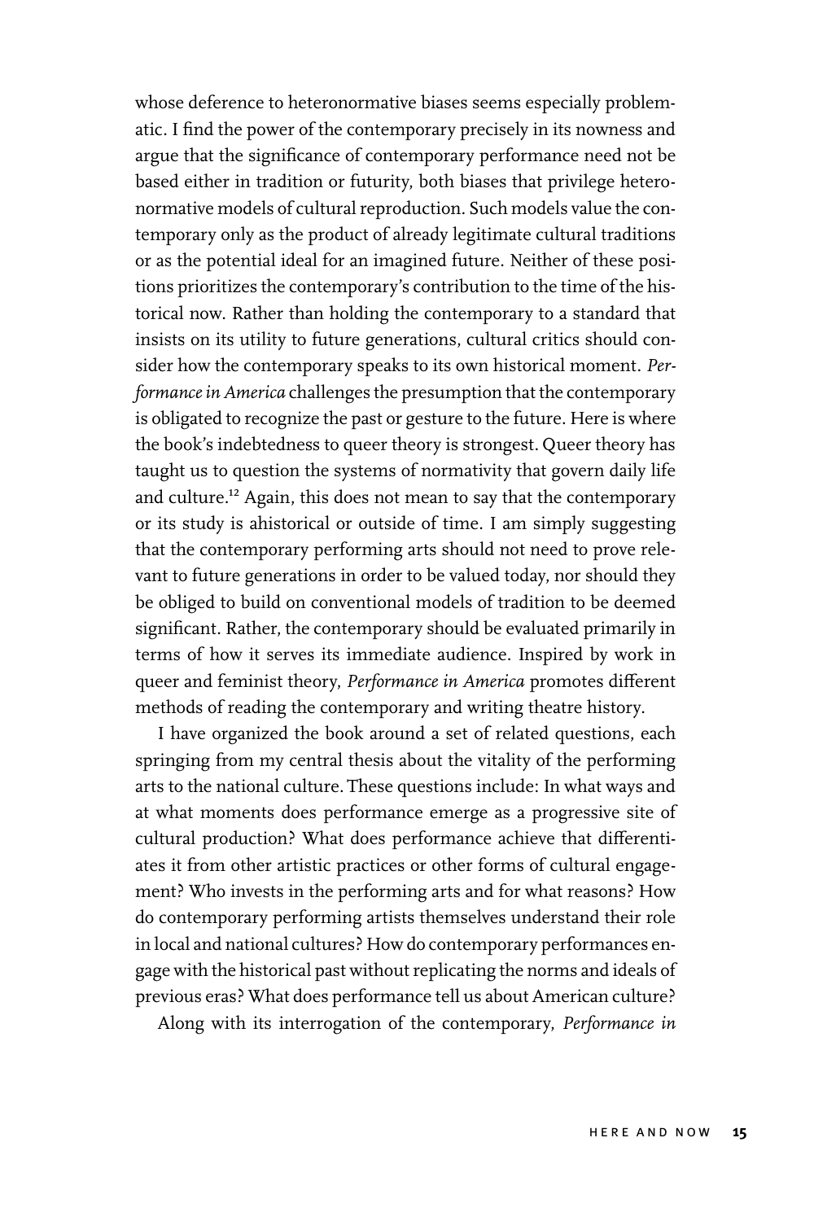whose deference to heteronormative biases seems especially problematic. I find the power of the contemporary precisely in its nowness and argue that the significance of contemporary performance need not be based either in tradition or futurity, both biases that privilege heteronormative models of cultural reproduction. Such models value the contemporary only as the product of already legitimate cultural traditions or as the potential ideal for an imagined future. Neither of these positions prioritizes the contemporary's contribution to the time of the historical now. Rather than holding the contemporary to a standard that insists on its utility to future generations, cultural critics should consider how the contemporary speaks to its own historical moment. *Performance in America* challenges the presumption that the contemporary is obligated to recognize the past or gesture to the future. Here is where the book's indebtedness to queer theory is strongest. Queer theory has taught us to question the systems of normativity that govern daily life and culture.[12] Again, this does not mean to say that the contemporary or its study is ahistorical or outside of time. I am simply suggesting that the contemporary performing arts should not need to prove relevant to future generations in order to be valued today, nor should they be obliged to build on conventional models of tradition to be deemed significant. Rather, the contemporary should be evaluated primarily in terms of how it serves its immediate audience. Inspired by work in queer and feminist theory, *Performance in America* promotes different methods of reading the contemporary and writing theatre history.

I have organized the book around a set of related questions, each springing from my central thesis about the vitality of the performing arts to the national culture. These questions include: In what ways and at what moments does performance emerge as a progressive site of cultural production? What does performance achieve that differentiates it from other artistic practices or other forms of cultural engagement? Who invests in the performing arts and for what reasons? How do contemporary performing artists themselves understand their role in local and national cultures? How do contemporary performances engage with the historical past without replicating the norms and ideals of previous eras? What does performance tell us about American culture?

Along with its interrogation of the contemporary, *Performance in*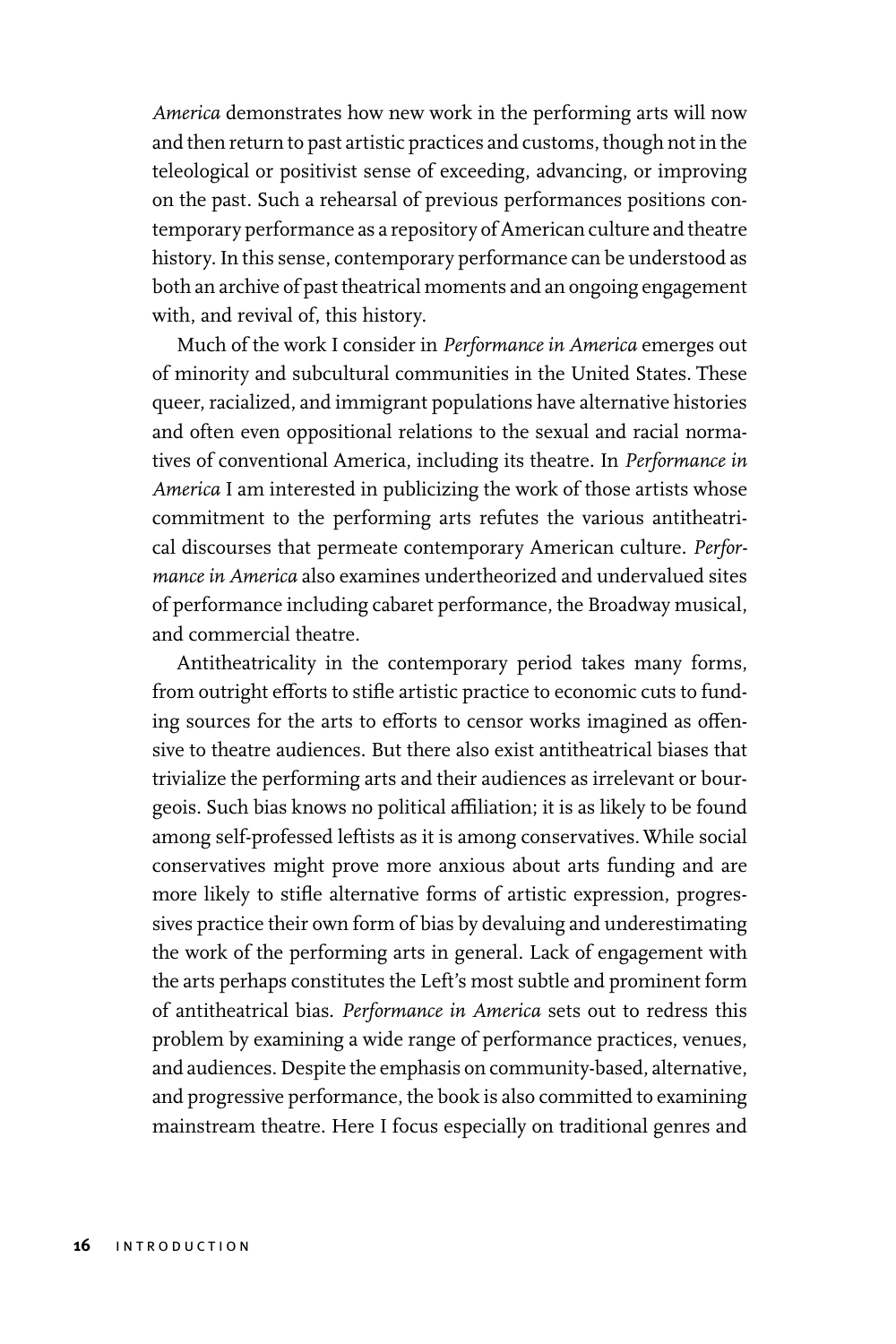*America* demonstrates how new work in the performing arts will now and then return to past artistic practices and customs, though not in the teleological or positivist sense of exceeding, advancing, or improving on the past. Such a rehearsal of previous performances positions contemporary performance as a repository of American culture and theatre history. In this sense, contemporary performance can be understood as both an archive of past theatrical moments and an ongoing engagement with, and revival of, this history.

Much of the work I consider in *Performance in America* emerges out of minority and subcultural communities in the United States. These queer, racialized, and immigrant populations have alternative histories and often even oppositional relations to the sexual and racial normatives of conventional America, including its theatre. In *Performance in America* I am interested in publicizing the work of those artists whose commitment to the performing arts refutes the various antitheatrical discourses that permeate contemporary American culture. *Performance in America* also examines undertheorized and undervalued sites of performance including cabaret performance, the Broadway musical, and commercial theatre.

Antitheatricality in the contemporary period takes many forms, from outright efforts to stifle artistic practice to economic cuts to funding sources for the arts to efforts to censor works imagined as offensive to theatre audiences. But there also exist antitheatrical biases that trivialize the performing arts and their audiences as irrelevant or bourgeois. Such bias knows no political affiliation; it is as likely to be found among self-professed leftists as it is among conservatives. While social conservatives might prove more anxious about arts funding and are more likely to stifle alternative forms of artistic expression, progressives practice their own form of bias by devaluing and underestimating the work of the performing arts in general. Lack of engagement with the arts perhaps constitutes the Left's most subtle and prominent form of antitheatrical bias. *Performance in America* sets out to redress this problem by examining a wide range of performance practices, venues, and audiences. Despite the emphasis on community-based, alternative, and progressive performance, the book is also committed to examining mainstream theatre. Here I focus especially on traditional genres and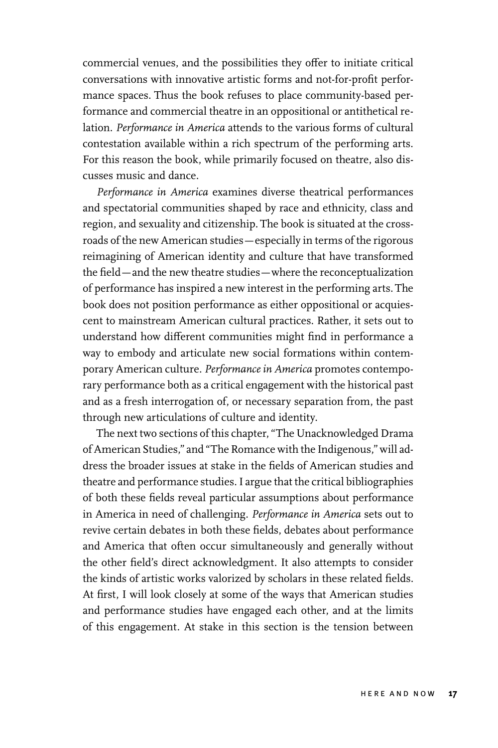commercial venues, and the possibilities they offer to initiate critical conversations with innovative artistic forms and not-for-profit performance spaces. Thus the book refuses to place community-based performance and commercial theatre in an oppositional or antithetical relation. *Performance in America* attends to the various forms of cultural contestation available within a rich spectrum of the performing arts. For this reason the book, while primarily focused on theatre, also discusses music and dance.

*Performance in America* examines diverse theatrical performances and spectatorial communities shaped by race and ethnicity, class and region, and sexuality and citizenship. The book is situated at the crossroads of the new American studies—especially in terms of the rigorous reimagining of American identity and culture that have transformed the field—and the new theatre studies—where the reconceptualization of performance has inspired a new interest in the performing arts. The book does not position performance as either oppositional or acquiescent to mainstream American cultural practices. Rather, it sets out to understand how different communities might find in performance a way to embody and articulate new social formations within contemporary American culture. *Performance in America* promotes contemporary performance both as a critical engagement with the historical past and as a fresh interrogation of, or necessary separation from, the past through new articulations of culture and identity.

The next two sections of this chapter, "The Unacknowledged Drama of American Studies," and "The Romance with the Indigenous," will address the broader issues at stake in the fields of American studies and theatre and performance studies. I argue that the critical bibliographies of both these fields reveal particular assumptions about performance in America in need of challenging. *Performance in America* sets out to revive certain debates in both these fields, debates about performance and America that often occur simultaneously and generally without the other field's direct acknowledgment. It also attempts to consider the kinds of artistic works valorized by scholars in these related fields. At first, I will look closely at some of the ways that American studies and performance studies have engaged each other, and at the limits of this engagement. At stake in this section is the tension between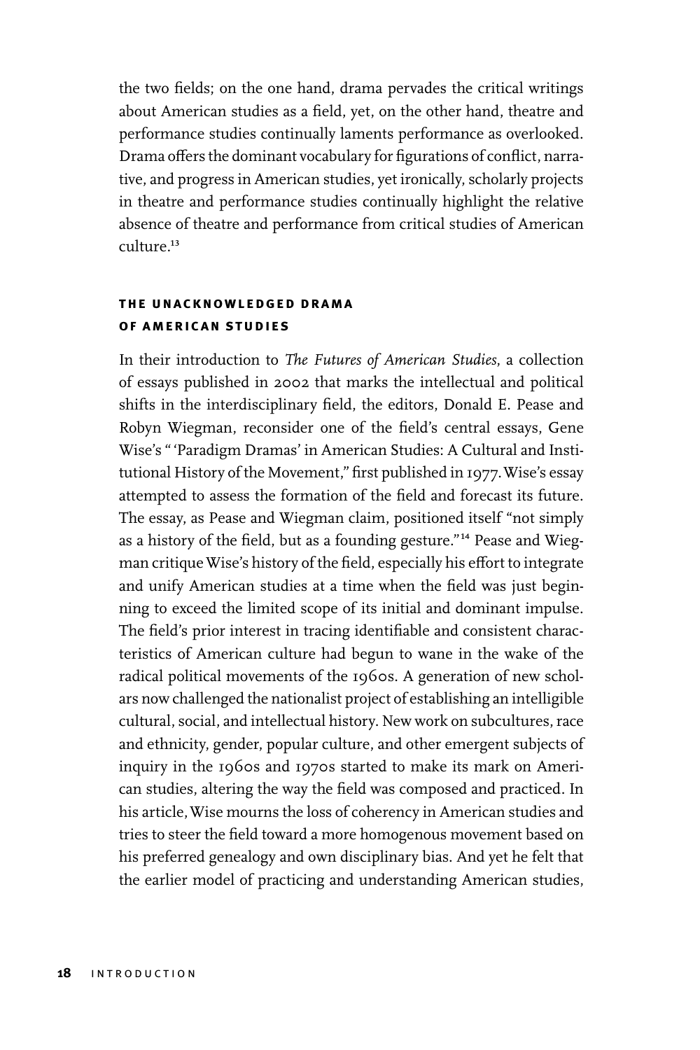the two fields; on the one hand, drama pervades the critical writings about American studies as a field, yet, on the other hand, theatre and performance studies continually laments performance as overlooked. Drama offers the dominant vocabulary for figurations of conflict, narrative, and progress in American studies, yet ironically, scholarly projects in theatre and performance studies continually highlight the relative absence of theatre and performance from critical studies of American culture.[13]

## THE UNACKNOWLEDGED DRAMA OF AMERICAN STUDIES

In their introduction to *The Futures of American Studies*, a collection of essays published in 2002 that marks the intellectual and political shifts in the interdisciplinary field, the editors, Donald E. Pease and Robyn Wiegman, reconsider one of the field's central essays, Gene Wise's " 'Paradigm Dramas' in American Studies: A Cultural and Institutional History of the Movement," first published in 1977. Wise's essay attempted to assess the formation of the field and forecast its future. The essay, as Pease and Wiegman claim, positioned itself "not simply as a history of the field, but as a founding gesture."[14] Pease and Wiegman critique Wise's history of the field, especially his effort to integrate and unify American studies at a time when the field was just beginning to exceed the limited scope of its initial and dominant impulse. The field's prior interest in tracing identifiable and consistent characteristics of American culture had begun to wane in the wake of the radical political movements of the 1960s. A generation of new scholars now challenged the nationalist project of establishing an intelligible cultural, social, and intellectual history. New work on subcultures, race and ethnicity, gender, popular culture, and other emergent subjects of inquiry in the 1960s and 1970s started to make its mark on American studies, altering the way the field was composed and practiced. In his article, Wise mourns the loss of coherency in American studies and tries to steer the field toward a more homogenous movement based on his preferred genealogy and own disciplinary bias. And yet he felt that the earlier model of practicing and understanding American studies,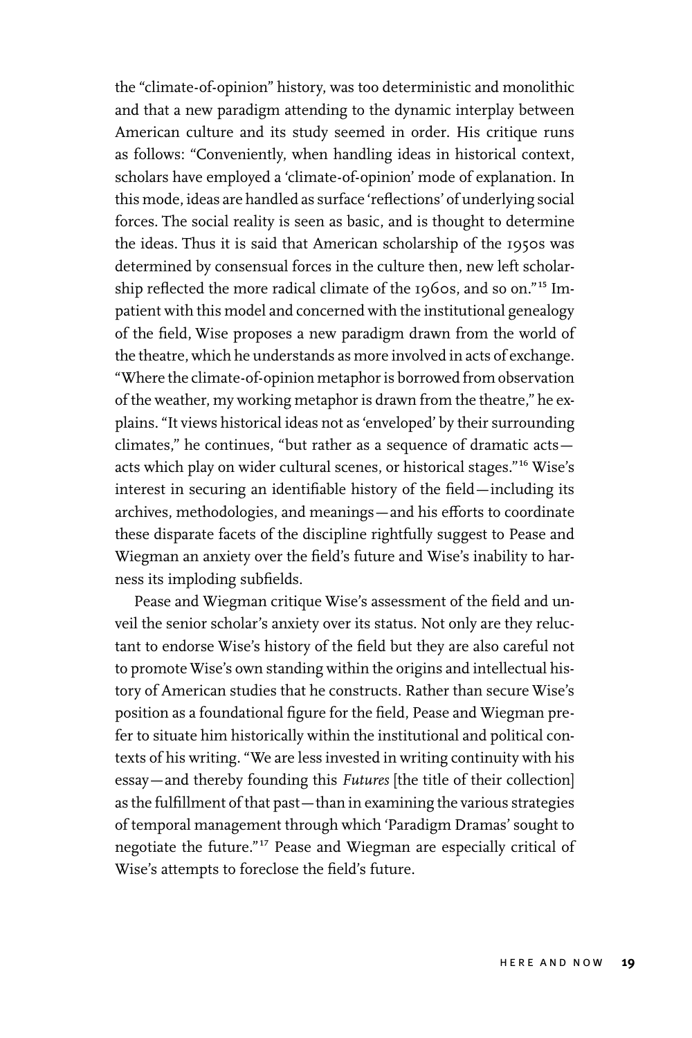the "climate-of-opinion" history, was too deterministic and monolithic and that a new paradigm attending to the dynamic interplay between American culture and its study seemed in order. His critique runs as follows: "Conveniently, when handling ideas in historical context, scholars have employed a 'climate-of-opinion' mode of explanation. In this mode, ideas are handled as surface 'reflections' of underlying social forces. The social reality is seen as basic, and is thought to determine the ideas. Thus it is said that American scholarship of the 1950s was determined by consensual forces in the culture then, new left scholarship reflected the more radical climate of the 1960s, and so on."[15] Impatient with this model and concerned with the institutional genealogy of the field, Wise proposes a new paradigm drawn from the world of the theatre, which he understands as more involved in acts of exchange. "Where the climate-of-opinion metaphor is borrowed from observation of the weather, my working metaphor is drawn from the theatre," he explains. "It views historical ideas not as 'enveloped' by their surrounding climates," he continues, "but rather as a sequence of dramatic acts—acts which play on wider cultural scenes, or historical stages."[16] Wise's interest in securing an identifiable history of the field—including its archives, methodologies, and meanings—and his efforts to coordinate these disparate facets of the discipline rightfully suggest to Pease and Wiegman an anxiety over the field's future and Wise's inability to harness its imploding subfields.

Pease and Wiegman critique Wise's assessment of the field and unveil the senior scholar's anxiety over its status. Not only are they reluctant to endorse Wise's history of the field but they are also careful not to promote Wise's own standing within the origins and intellectual history of American studies that he constructs. Rather than secure Wise's position as a foundational figure for the field, Pease and Wiegman prefer to situate him historically within the institutional and political contexts of his writing. "We are less invested in writing continuity with his essay—and thereby founding this *Futures* [the title of their collection] as the fulfillment of that past—than in examining the various strategies of temporal management through which 'Paradigm Dramas' sought to negotiate the future."[17] Pease and Wiegman are especially critical of Wise's attempts to foreclose the field's future.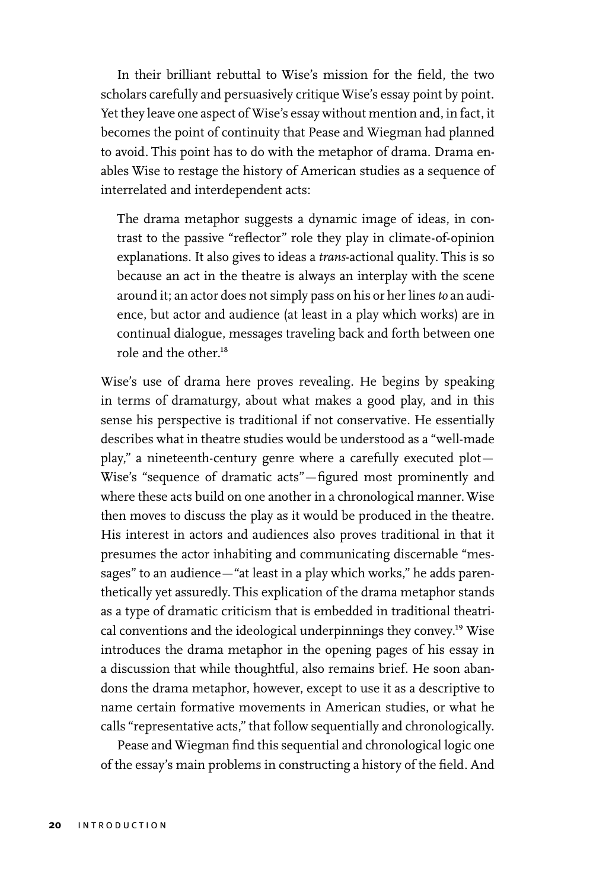In their brilliant rebuttal to Wise's mission for the field, the two scholars carefully and persuasively critique Wise's essay point by point. Yet they leave one aspect of Wise's essay without mention and, in fact, it becomes the point of continuity that Pease and Wiegman had planned to avoid. This point has to do with the metaphor of drama. Drama enables Wise to restage the history of American studies as a sequence of interrelated and interdependent acts:

> The drama metaphor suggests a dynamic image of ideas, in contrast to the passive "reflector" role they play in climate-of-opinion explanations. It also gives to ideas a *trans*-actional quality. This is so because an act in the theatre is always an interplay with the scene around it; an actor does not simply pass on his or her lines *to* an audience, but actor and audience (at least in a play which works) are in continual dialogue, messages traveling back and forth between one role and the other.[18]

Wise's use of drama here proves revealing. He begins by speaking in terms of dramaturgy, about what makes a good play, and in this sense his perspective is traditional if not conservative. He essentially describes what in theatre studies would be understood as a "well-made play," a nineteenth-century genre where a carefully executed plot—Wise's "sequence of dramatic acts"—figured most prominently and where these acts build on one another in a chronological manner. Wise then moves to discuss the play as it would be produced in the theatre. His interest in actors and audiences also proves traditional in that it presumes the actor inhabiting and communicating discernable "messages" to an audience—"at least in a play which works," he adds parenthetically yet assuredly. This explication of the drama metaphor stands as a type of dramatic criticism that is embedded in traditional theatrical conventions and the ideological underpinnings they convey.[19] Wise introduces the drama metaphor in the opening pages of his essay in a discussion that while thoughtful, also remains brief. He soon abandons the drama metaphor, however, except to use it as a descriptive to name certain formative movements in American studies, or what he calls "representative acts," that follow sequentially and chronologically.

Pease and Wiegman find this sequential and chronological logic one of the essay's main problems in constructing a history of the field. And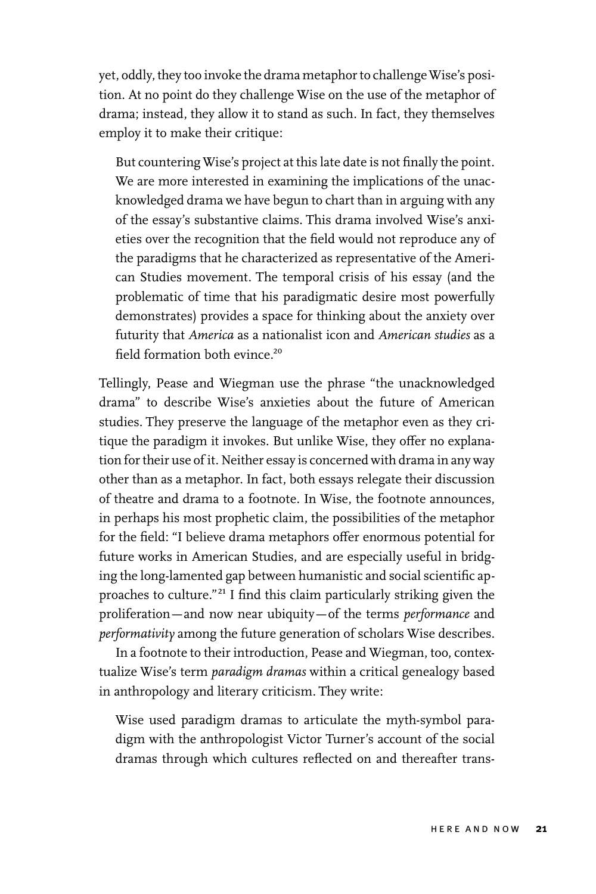yet, oddly, they too invoke the drama metaphor to challenge Wise's position. At no point do they challenge Wise on the use of the metaphor of drama; instead, they allow it to stand as such. In fact, they themselves employ it to make their critique:

> But countering Wise's project at this late date is not finally the point. We are more interested in examining the implications of the unacknowledged drama we have begun to chart than in arguing with any of the essay's substantive claims. This drama involved Wise's anxieties over the recognition that the field would not reproduce any of the paradigms that he characterized as representative of the American Studies movement. The temporal crisis of his essay (and the problematic of time that his paradigmatic desire most powerfully demonstrates) provides a space for thinking about the anxiety over futurity that *America* as a nationalist icon and *American studies* as a field formation both evince.[20]

Tellingly, Pease and Wiegman use the phrase "the unacknowledged drama" to describe Wise's anxieties about the future of American studies. They preserve the language of the metaphor even as they critique the paradigm it invokes. But unlike Wise, they offer no explanation for their use of it. Neither essay is concerned with drama in any way other than as a metaphor. In fact, both essays relegate their discussion of theatre and drama to a footnote. In Wise, the footnote announces, in perhaps his most prophetic claim, the possibilities of the metaphor for the field: "I believe drama metaphors offer enormous potential for future works in American Studies, and are especially useful in bridging the long-lamented gap between humanistic and social scientific approaches to culture."[21] I find this claim particularly striking given the proliferation—and now near ubiquity—of the terms *performance* and *performativity* among the future generation of scholars Wise describes.

In a footnote to their introduction, Pease and Wiegman, too, contextualize Wise's term *paradigm dramas* within a critical genealogy based in anthropology and literary criticism. They write:

> Wise used paradigm dramas to articulate the myth-symbol paradigm with the anthropologist Victor Turner's account of the social dramas through which cultures reflected on and thereafter trans-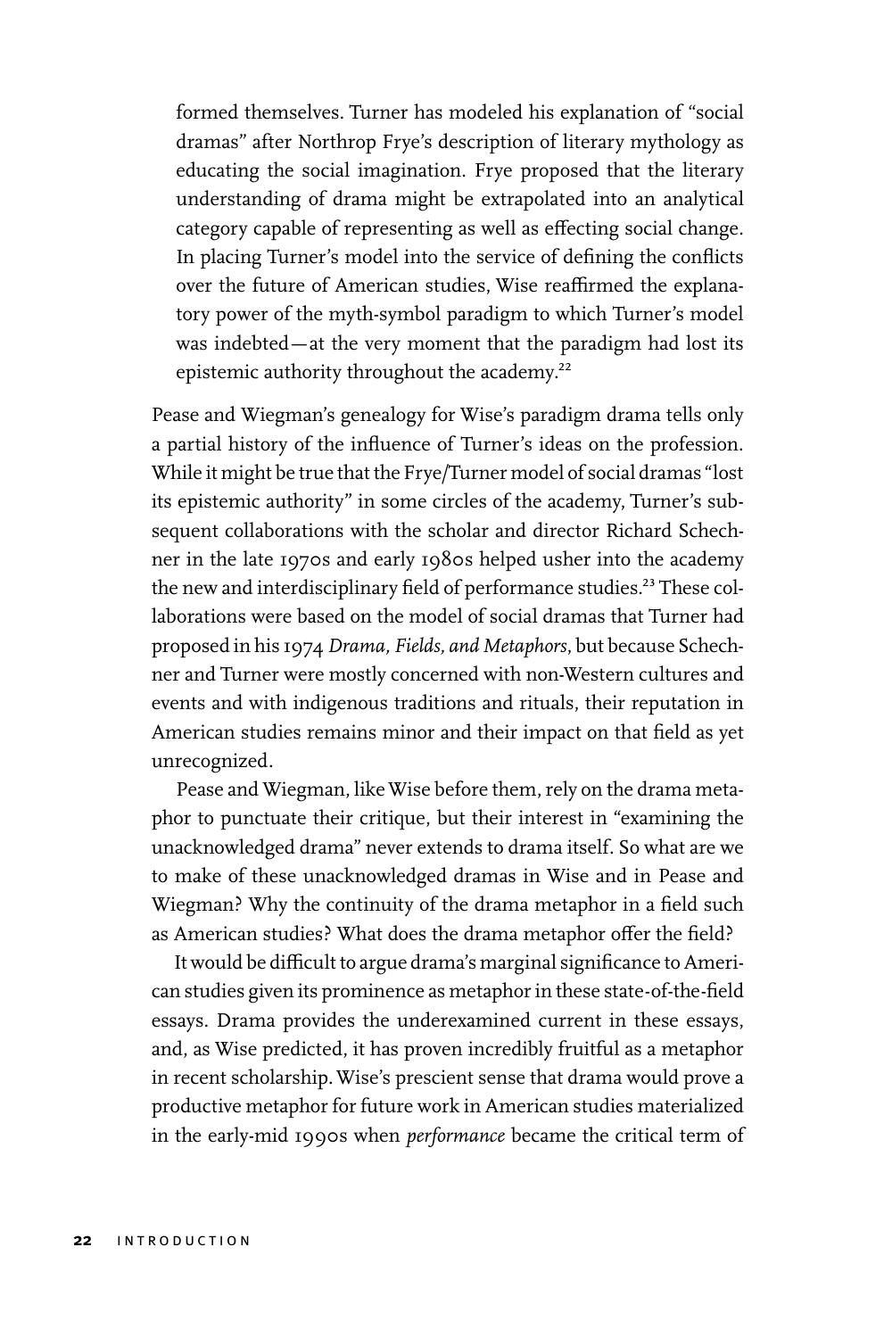formed themselves. Turner has modeled his explanation of "social dramas" after Northrop Frye's description of literary mythology as educating the social imagination. Frye proposed that the literary understanding of drama might be extrapolated into an analytical category capable of representing as well as effecting social change. In placing Turner's model into the service of defining the conflicts over the future of American studies, Wise reaffirmed the explanatory power of the myth-symbol paradigm to which Turner's model was indebted—at the very moment that the paradigm had lost its epistemic authority throughout the academy.[22]

Pease and Wiegman's genealogy for Wise's paradigm drama tells only a partial history of the influence of Turner's ideas on the profession. While it might be true that the Frye/Turner model of social dramas "lost its epistemic authority" in some circles of the academy, Turner's subsequent collaborations with the scholar and director Richard Schechner in the late 1970s and early 1980s helped usher into the academy the new and interdisciplinary field of performance studies.[23] These collaborations were based on the model of social dramas that Turner had proposed in his 1974 *Drama, Fields, and Metaphors*, but because Schechner and Turner were mostly concerned with non-Western cultures and events and with indigenous traditions and rituals, their reputation in American studies remains minor and their impact on that field as yet unrecognized.

Pease and Wiegman, like Wise before them, rely on the drama metaphor to punctuate their critique, but their interest in "examining the unacknowledged drama" never extends to drama itself. So what are we to make of these unacknowledged dramas in Wise and in Pease and Wiegman? Why the continuity of the drama metaphor in a field such as American studies? What does the drama metaphor offer the field?

It would be difficult to argue drama's marginal significance to American studies given its prominence as metaphor in these state-of-the-field essays. Drama provides the underexamined current in these essays, and, as Wise predicted, it has proven incredibly fruitful as a metaphor in recent scholarship. Wise's prescient sense that drama would prove a productive metaphor for future work in American studies materialized in the early-mid 1990s when *performance* became the critical term of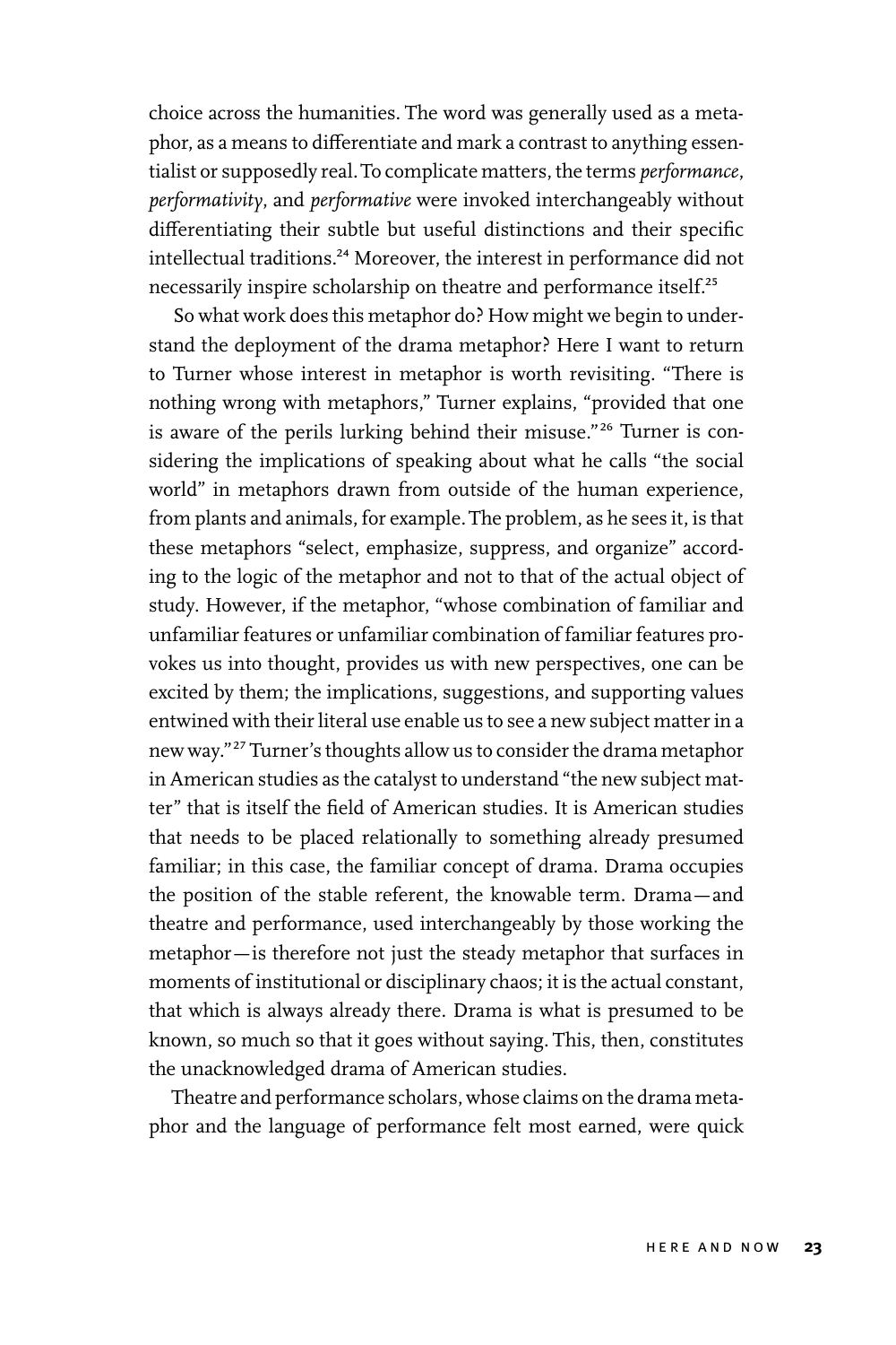choice across the humanities. The word was generally used as a metaphor, as a means to differentiate and mark a contrast to anything essentialist or supposedly real. To complicate matters, the terms *performance*, *performativity*, and *performative* were invoked interchangeably without differentiating their subtle but useful distinctions and their specific intellectual traditions.[24] Moreover, the interest in performance did not necessarily inspire scholarship on theatre and performance itself.[25]

So what work does this metaphor do? How might we begin to understand the deployment of the drama metaphor? Here I want to return to Turner whose interest in metaphor is worth revisiting. "There is nothing wrong with metaphors," Turner explains, "provided that one is aware of the perils lurking behind their misuse."[26] Turner is considering the implications of speaking about what he calls "the social world" in metaphors drawn from outside of the human experience, from plants and animals, for example. The problem, as he sees it, is that these metaphors "select, emphasize, suppress, and organize" according to the logic of the metaphor and not to that of the actual object of study. However, if the metaphor, "whose combination of familiar and unfamiliar features or unfamiliar combination of familiar features provokes us into thought, provides us with new perspectives, one can be excited by them; the implications, suggestions, and supporting values entwined with their literal use enable us to see a new subject matter in a new way."[27] Turner's thoughts allow us to consider the drama metaphor in American studies as the catalyst to understand "the new subject matter" that is itself the field of American studies. It is American studies that needs to be placed relationally to something already presumed familiar; in this case, the familiar concept of drama. Drama occupies the position of the stable referent, the knowable term. Drama—and theatre and performance, used interchangeably by those working the metaphor—is therefore not just the steady metaphor that surfaces in moments of institutional or disciplinary chaos; it is the actual constant, that which is always already there. Drama is what is presumed to be known, so much so that it goes without saying. This, then, constitutes the unacknowledged drama of American studies.

Theatre and performance scholars, whose claims on the drama metaphor and the language of performance felt most earned, were quick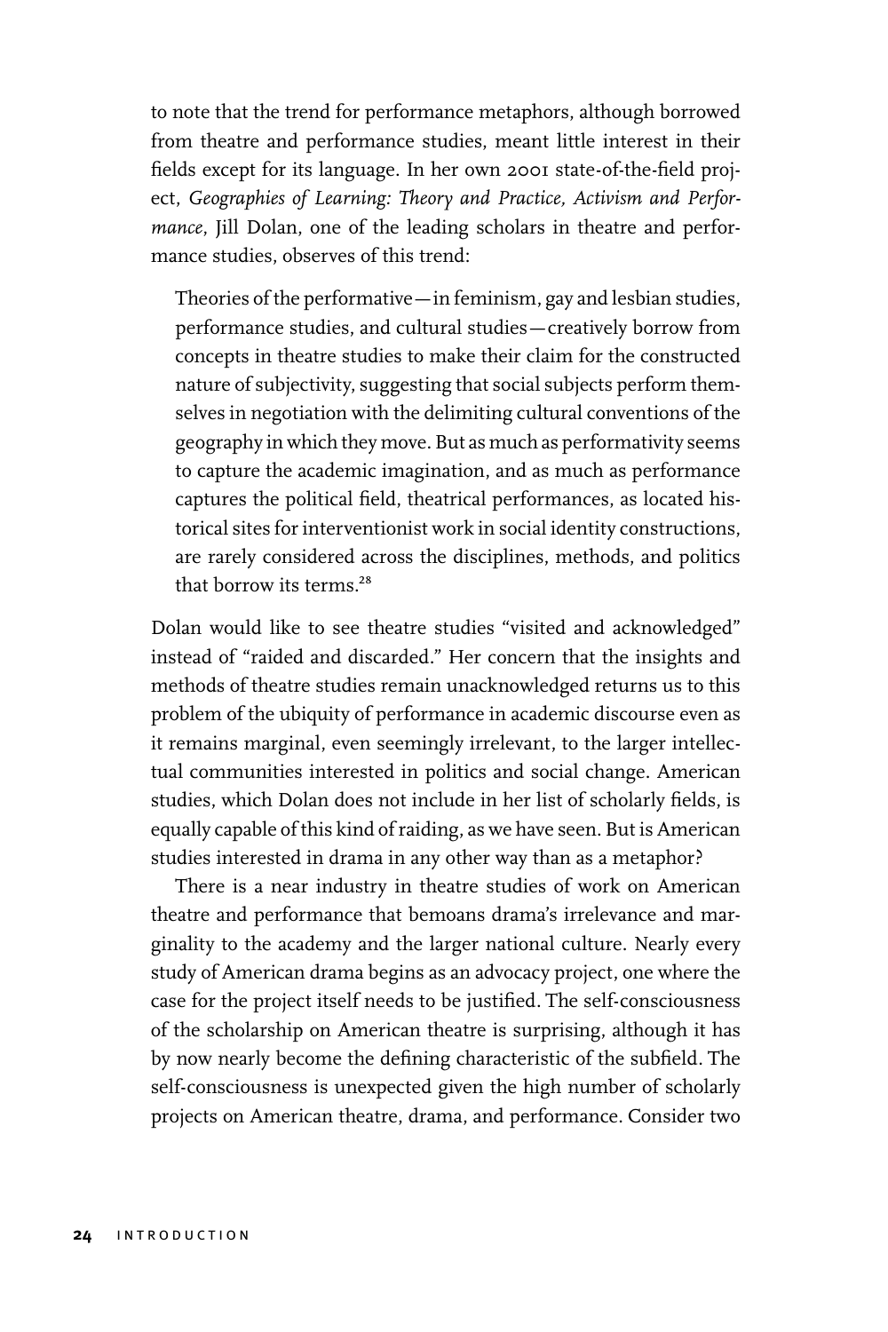to note that the trend for performance metaphors, although borrowed from theatre and performance studies, meant little interest in their fields except for its language. In her own 2001 state-of-the-field project, *Geographies of Learning: Theory and Practice, Activism and Performance*, Jill Dolan, one of the leading scholars in theatre and performance studies, observes of this trend:

> Theories of the performative—in feminism, gay and lesbian studies, performance studies, and cultural studies—creatively borrow from concepts in theatre studies to make their claim for the constructed nature of subjectivity, suggesting that social subjects perform themselves in negotiation with the delimiting cultural conventions of the geography in which they move. But as much as performativity seems to capture the academic imagination, and as much as performance captures the political field, theatrical performances, as located historical sites for interventionist work in social identity constructions, are rarely considered across the disciplines, methods, and politics that borrow its terms.[28]

Dolan would like to see theatre studies "visited and acknowledged" instead of "raided and discarded." Her concern that the insights and methods of theatre studies remain unacknowledged returns us to this problem of the ubiquity of performance in academic discourse even as it remains marginal, even seemingly irrelevant, to the larger intellectual communities interested in politics and social change. American studies, which Dolan does not include in her list of scholarly fields, is equally capable of this kind of raiding, as we have seen. But is American studies interested in drama in any other way than as a metaphor?

There is a near industry in theatre studies of work on American theatre and performance that bemoans drama's irrelevance and marginality to the academy and the larger national culture. Nearly every study of American drama begins as an advocacy project, one where the case for the project itself needs to be justified. The self-consciousness of the scholarship on American theatre is surprising, although it has by now nearly become the defining characteristic of the subfield. The self-consciousness is unexpected given the high number of scholarly projects on American theatre, drama, and performance. Consider two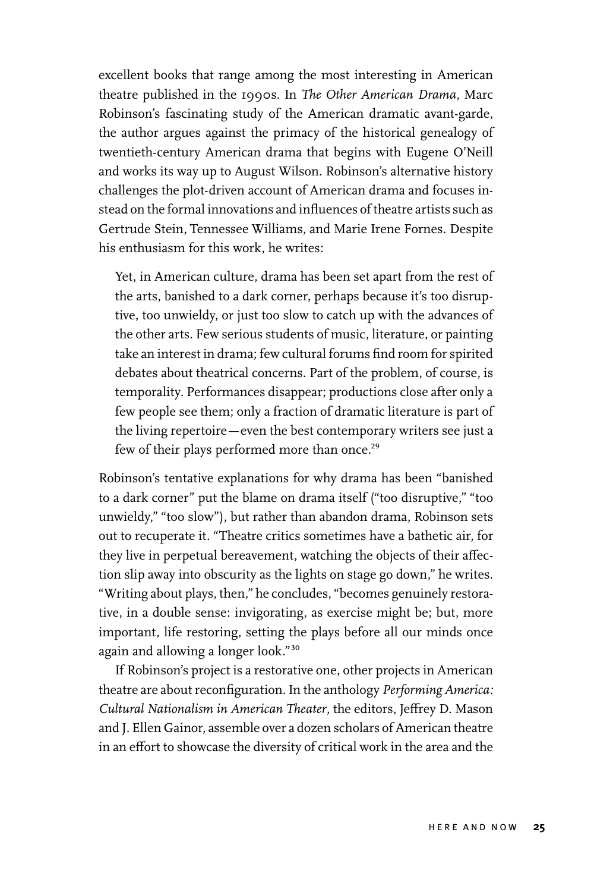excellent books that range among the most interesting in American theatre published in the 1990s. In *The Other American Drama*, Marc Robinson's fascinating study of the American dramatic avant-garde, the author argues against the primacy of the historical genealogy of twentieth-century American drama that begins with Eugene O'Neill and works its way up to August Wilson. Robinson's alternative history challenges the plot-driven account of American drama and focuses instead on the formal innovations and influences of theatre artists such as Gertrude Stein, Tennessee Williams, and Marie Irene Fornes. Despite his enthusiasm for this work, he writes:

> Yet, in American culture, drama has been set apart from the rest of the arts, banished to a dark corner, perhaps because it's too disruptive, too unwieldy, or just too slow to catch up with the advances of the other arts. Few serious students of music, literature, or painting take an interest in drama; few cultural forums find room for spirited debates about theatrical concerns. Part of the problem, of course, is temporality. Performances disappear; productions close after only a few people see them; only a fraction of dramatic literature is part of the living repertoire—even the best contemporary writers see just a few of their plays performed more than once.[29]

Robinson's tentative explanations for why drama has been "banished to a dark corner" put the blame on drama itself ("too disruptive," "too unwieldy," "too slow"), but rather than abandon drama, Robinson sets out to recuperate it. "Theatre critics sometimes have a bathetic air, for they live in perpetual bereavement, watching the objects of their affection slip away into obscurity as the lights on stage go down," he writes. "Writing about plays, then," he concludes, "becomes genuinely restorative, in a double sense: invigorating, as exercise might be; but, more important, life restoring, setting the plays before all our minds once again and allowing a longer look."[30]

If Robinson's project is a restorative one, other projects in American theatre are about reconfiguration. In the anthology *Performing America: Cultural Nationalism in American Theater*, the editors, Jeffrey D. Mason and J. Ellen Gainor, assemble over a dozen scholars of American theatre in an effort to showcase the diversity of critical work in the area and the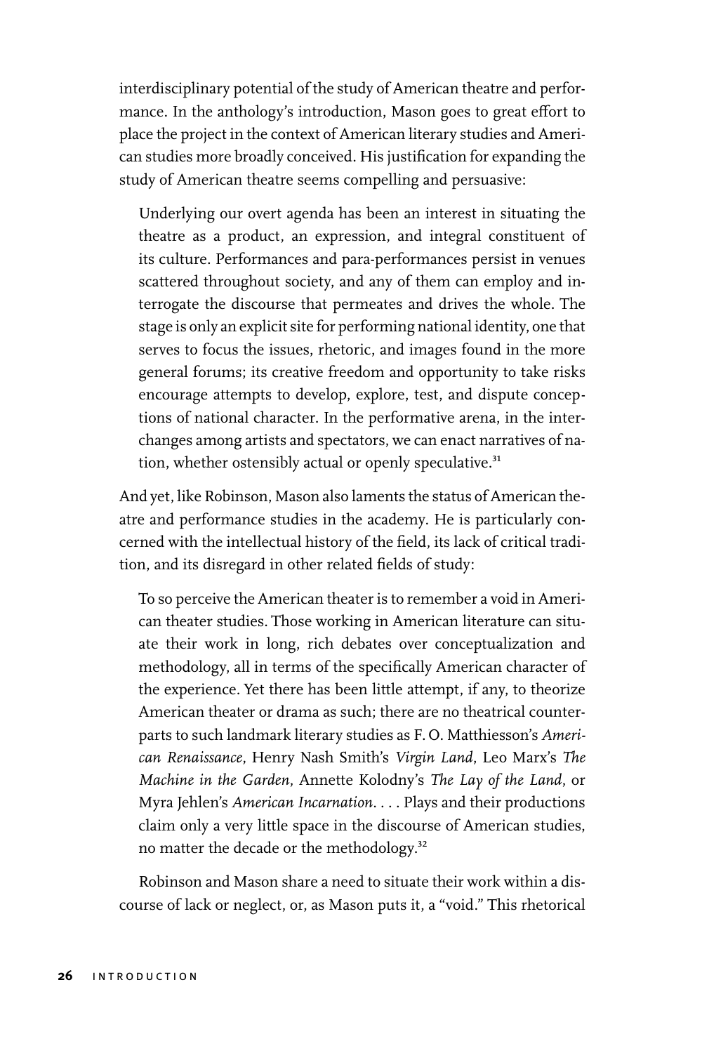interdisciplinary potential of the study of American theatre and performance. In the anthology's introduction, Mason goes to great effort to place the project in the context of American literary studies and American studies more broadly conceived. His justification for expanding the study of American theatre seems compelling and persuasive:

> Underlying our overt agenda has been an interest in situating the theatre as a product, an expression, and integral constituent of its culture. Performances and para-performances persist in venues scattered throughout society, and any of them can employ and interrogate the discourse that permeates and drives the whole. The stage is only an explicit site for performing national identity, one that serves to focus the issues, rhetoric, and images found in the more general forums; its creative freedom and opportunity to take risks encourage attempts to develop, explore, test, and dispute conceptions of national character. In the performative arena, in the interchanges among artists and spectators, we can enact narratives of nation, whether ostensibly actual or openly speculative.[31]

And yet, like Robinson, Mason also laments the status of American theatre and performance studies in the academy. He is particularly concerned with the intellectual history of the field, its lack of critical tradition, and its disregard in other related fields of study:

> To so perceive the American theater is to remember a void in American theater studies. Those working in American literature can situate their work in long, rich debates over conceptualization and methodology, all in terms of the specifically American character of the experience. Yet there has been little attempt, if any, to theorize American theater or drama as such; there are no theatrical counterparts to such landmark literary studies as F. O. Matthiesson's *American Renaissance*, Henry Nash Smith's *Virgin Land*, Leo Marx's *The Machine in the Garden*, Annette Kolodny's *The Lay of the Land*, or Myra Jehlen's *American Incarnation*. . . . Plays and their productions claim only a very little space in the discourse of American studies, no matter the decade or the methodology.[32]

Robinson and Mason share a need to situate their work within a discourse of lack or neglect, or, as Mason puts it, a "void." This rhetorical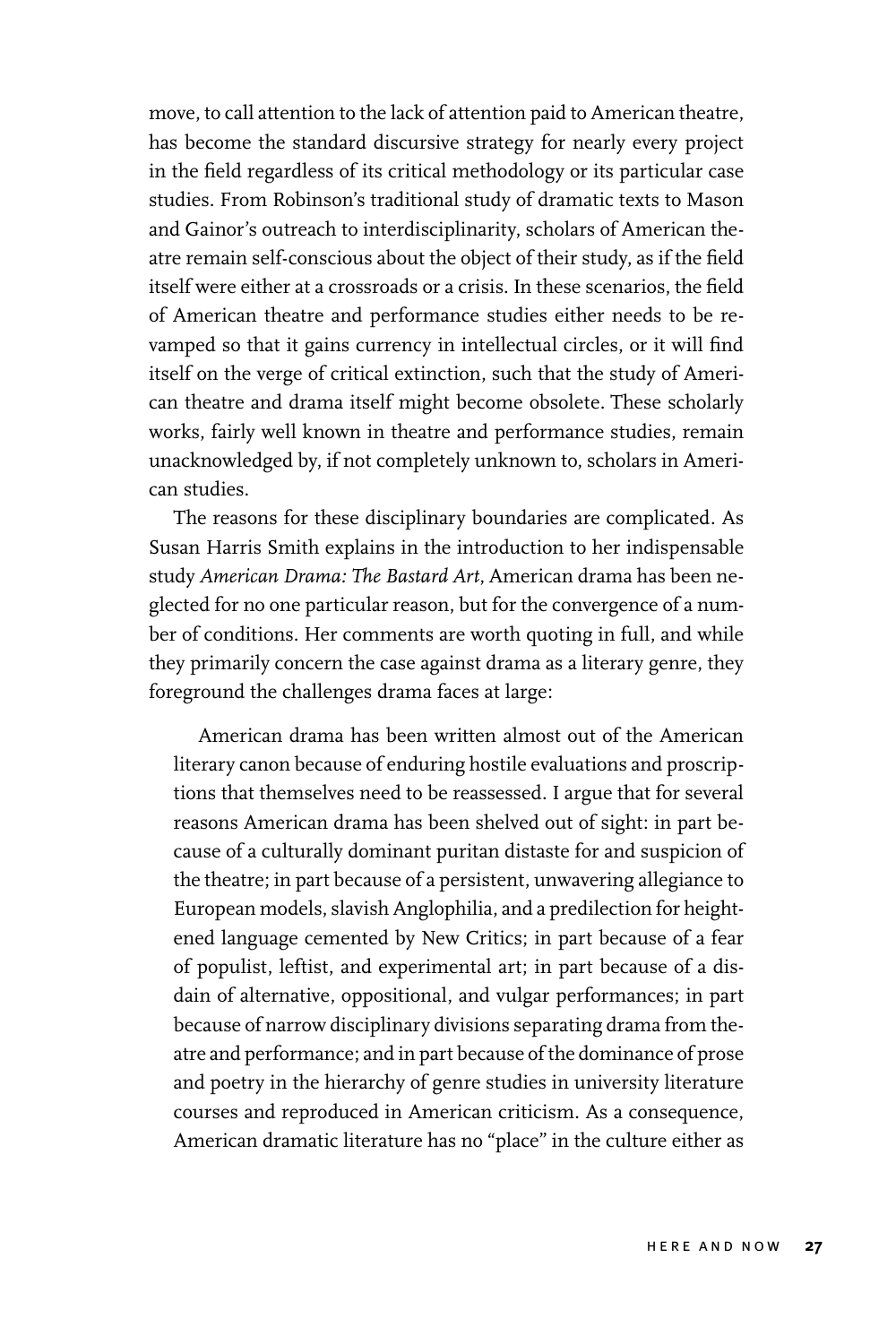move, to call attention to the lack of attention paid to American theatre, has become the standard discursive strategy for nearly every project in the field regardless of its critical methodology or its particular case studies. From Robinson's traditional study of dramatic texts to Mason and Gainor's outreach to interdisciplinarity, scholars of American theatre remain self-conscious about the object of their study, as if the field itself were either at a crossroads or a crisis. In these scenarios, the field of American theatre and performance studies either needs to be revamped so that it gains currency in intellectual circles, or it will find itself on the verge of critical extinction, such that the study of American theatre and drama itself might become obsolete. These scholarly works, fairly well known in theatre and performance studies, remain unacknowledged by, if not completely unknown to, scholars in American studies.

The reasons for these disciplinary boundaries are complicated. As Susan Harris Smith explains in the introduction to her indispensable study *American Drama: The Bastard Art*, American drama has been neglected for no one particular reason, but for the convergence of a number of conditions. Her comments are worth quoting in full, and while they primarily concern the case against drama as a literary genre, they foreground the challenges drama faces at large:

> American drama has been written almost out of the American literary canon because of enduring hostile evaluations and proscriptions that themselves need to be reassessed. I argue that for several reasons American drama has been shelved out of sight: in part because of a culturally dominant puritan distaste for and suspicion of the theatre; in part because of a persistent, unwavering allegiance to European models, slavish Anglophilia, and a predilection for heightened language cemented by New Critics; in part because of a fear of populist, leftist, and experimental art; in part because of a disdain of alternative, oppositional, and vulgar performances; in part because of narrow disciplinary divisions separating drama from theatre and performance; and in part because of the dominance of prose and poetry in the hierarchy of genre studies in university literature courses and reproduced in American criticism. As a consequence, American dramatic literature has no "place" in the culture either as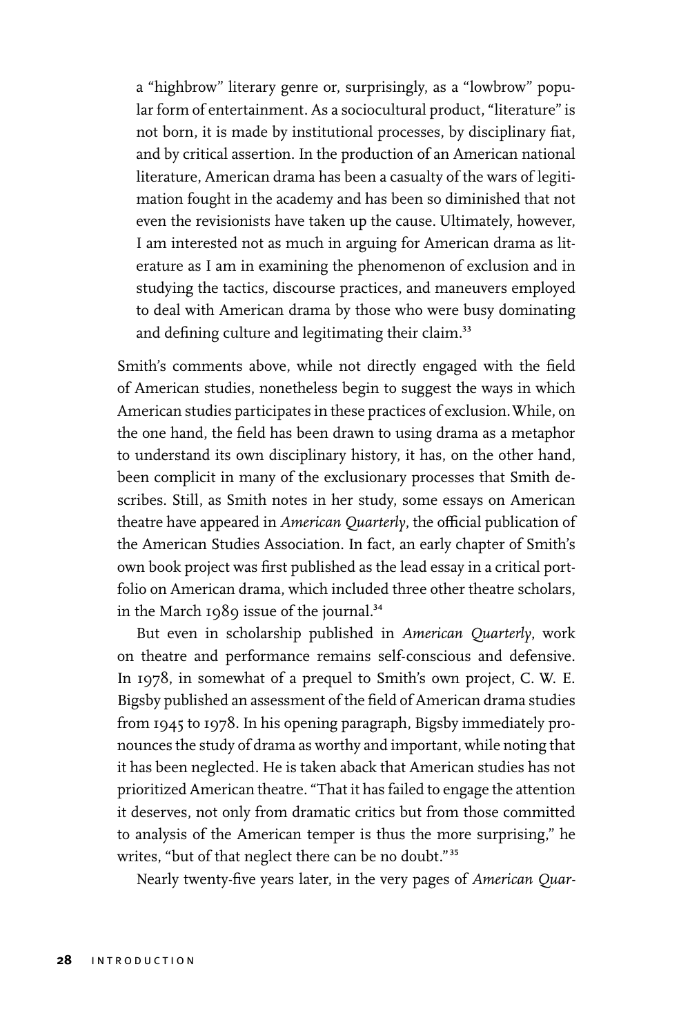> a "highbrow" literary genre or, surprisingly, as a "lowbrow" popular form of entertainment. As a sociocultural product, "literature" is not born, it is made by institutional processes, by disciplinary fiat, and by critical assertion. In the production of an American national literature, American drama has been a casualty of the wars of legitimation fought in the academy and has been so diminished that not even the revisionists have taken up the cause. Ultimately, however, I am interested not as much in arguing for American drama as literature as I am in examining the phenomenon of exclusion and in studying the tactics, discourse practices, and maneuvers employed to deal with American drama by those who were busy dominating and defining culture and legitimating their claim.[33]

Smith's comments above, while not directly engaged with the field of American studies, nonetheless begin to suggest the ways in which American studies participates in these practices of exclusion. While, on the one hand, the field has been drawn to using drama as a metaphor to understand its own disciplinary history, it has, on the other hand, been complicit in many of the exclusionary processes that Smith describes. Still, as Smith notes in her study, some essays on American theatre have appeared in *American Quarterly*, the official publication of the American Studies Association. In fact, an early chapter of Smith's own book project was first published as the lead essay in a critical portfolio on American drama, which included three other theatre scholars, in the March 1989 issue of the journal.[34]

But even in scholarship published in *American Quarterly*, work on theatre and performance remains self-conscious and defensive. In 1978, in somewhat of a prequel to Smith's own project, C. W. E. Bigsby published an assessment of the field of American drama studies from 1945 to 1978. In his opening paragraph, Bigsby immediately pronounces the study of drama as worthy and important, while noting that it has been neglected. He is taken aback that American studies has not prioritized American theatre. "That it has failed to engage the attention it deserves, not only from dramatic critics but from those committed to analysis of the American temper is thus the more surprising," he writes, "but of that neglect there can be no doubt."[35]

Nearly twenty-five years later, in the very pages of *American Quar-*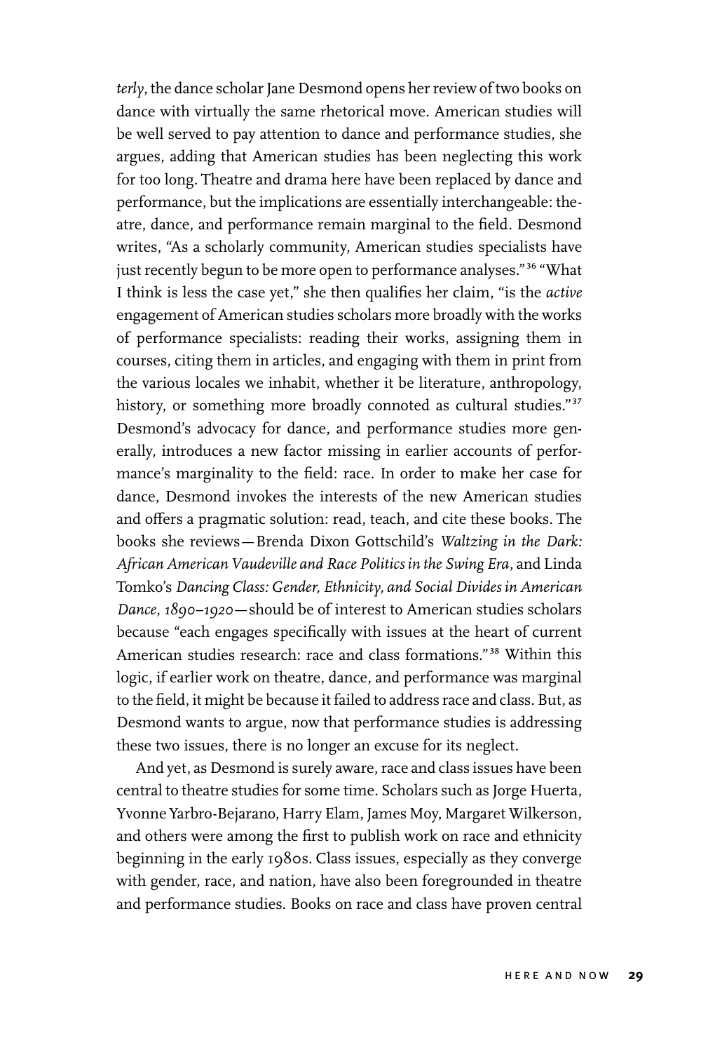*terly*, the dance scholar Jane Desmond opens her review of two books on dance with virtually the same rhetorical move. American studies will be well served to pay attention to dance and performance studies, she argues, adding that American studies has been neglecting this work for too long. Theatre and drama here have been replaced by dance and performance, but the implications are essentially interchangeable: theatre, dance, and performance remain marginal to the field. Desmond writes, "As a scholarly community, American studies specialists have just recently begun to be more open to performance analyses."[36] "What I think is less the case yet," she then qualifies her claim, "is the *active* engagement of American studies scholars more broadly with the works of performance specialists: reading their works, assigning them in courses, citing them in articles, and engaging with them in print from the various locales we inhabit, whether it be literature, anthropology, history, or something more broadly connoted as cultural studies."[37] Desmond's advocacy for dance, and performance studies more generally, introduces a new factor missing in earlier accounts of performance's marginality to the field: race. In order to make her case for dance, Desmond invokes the interests of the new American studies and offers a pragmatic solution: read, teach, and cite these books. The books she reviews—Brenda Dixon Gottschild's *Waltzing in the Dark: African American Vaudeville and Race Politics in the Swing Era*, and Linda Tomko's *Dancing Class: Gender, Ethnicity, and Social Divides in American Dance, 1890–1920*—should be of interest to American studies scholars because "each engages specifically with issues at the heart of current American studies research: race and class formations."[38] Within this logic, if earlier work on theatre, dance, and performance was marginal to the field, it might be because it failed to address race and class. But, as Desmond wants to argue, now that performance studies is addressing these two issues, there is no longer an excuse for its neglect.

And yet, as Desmond is surely aware, race and class issues have been central to theatre studies for some time. Scholars such as Jorge Huerta, Yvonne Yarbro-Bejarano, Harry Elam, James Moy, Margaret Wilkerson, and others were among the first to publish work on race and ethnicity beginning in the early 1980s. Class issues, especially as they converge with gender, race, and nation, have also been foregrounded in theatre and performance studies. Books on race and class have proven central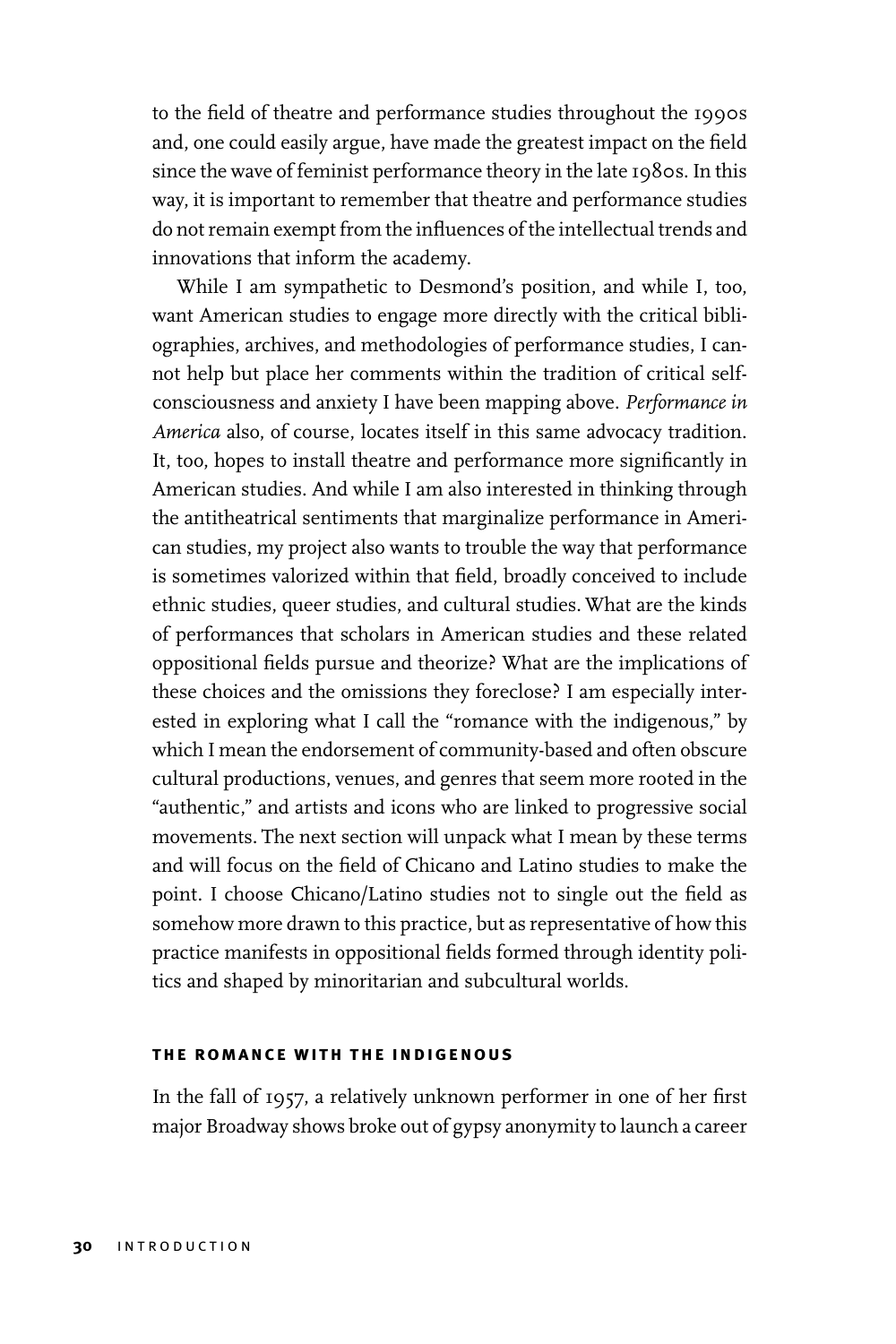to the field of theatre and performance studies throughout the 1990s and, one could easily argue, have made the greatest impact on the field since the wave of feminist performance theory in the late 1980s. In this way, it is important to remember that theatre and performance studies do not remain exempt from the influences of the intellectual trends and innovations that inform the academy.

While I am sympathetic to Desmond's position, and while I, too, want American studies to engage more directly with the critical bibliographies, archives, and methodologies of performance studies, I cannot help but place her comments within the tradition of critical self-consciousness and anxiety I have been mapping above. *Performance in America* also, of course, locates itself in this same advocacy tradition. It, too, hopes to install theatre and performance more significantly in American studies. And while I am also interested in thinking through the antitheatrical sentiments that marginalize performance in American studies, my project also wants to trouble the way that performance is sometimes valorized within that field, broadly conceived to include ethnic studies, queer studies, and cultural studies. What are the kinds of performances that scholars in American studies and these related oppositional fields pursue and theorize? What are the implications of these choices and the omissions they foreclose? I am especially interested in exploring what I call the "romance with the indigenous," by which I mean the endorsement of community-based and often obscure cultural productions, venues, and genres that seem more rooted in the "authentic," and artists and icons who are linked to progressive social movements. The next section will unpack what I mean by these terms and will focus on the field of Chicano and Latino studies to make the point. I choose Chicano/Latino studies not to single out the field as somehow more drawn to this practice, but as representative of how this practice manifests in oppositional fields formed through identity politics and shaped by minoritarian and subcultural worlds.

### THE ROMANCE WITH THE INDIGENOUS

In the fall of 1957, a relatively unknown performer in one of her first major Broadway shows broke out of gypsy anonymity to launch a career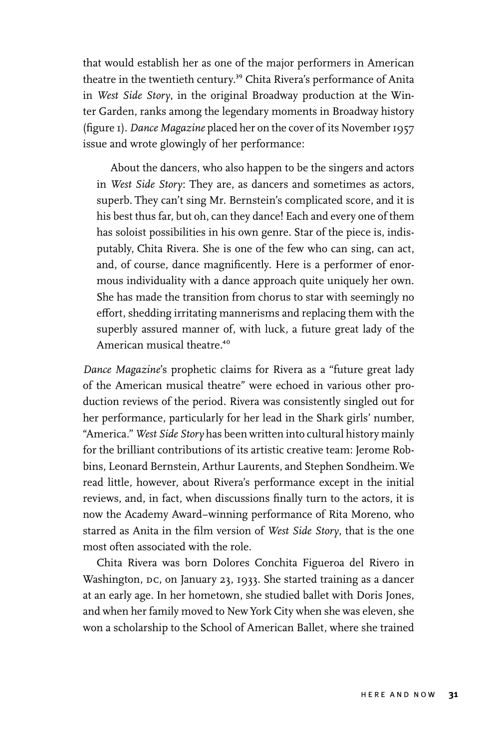that would establish her as one of the major performers in American theatre in the twentieth century.[39] Chita Rivera's performance of Anita in *West Side Story*, in the original Broadway production at the Winter Garden, ranks among the legendary moments in Broadway history (figure 1). *Dance Magazine* placed her on the cover of its November 1957 issue and wrote glowingly of her performance:

> About the dancers, who also happen to be the singers and actors in *West Side Story*: They are, as dancers and sometimes as actors, superb. They can't sing Mr. Bernstein's complicated score, and it is his best thus far, but oh, can they dance! Each and every one of them has soloist possibilities in his own genre. Star of the piece is, indisputably, Chita Rivera. She is one of the few who can sing, can act, and, of course, dance magnificently. Here is a performer of enormous individuality with a dance approach quite uniquely her own. She has made the transition from chorus to star with seemingly no effort, shedding irritating mannerisms and replacing them with the superbly assured manner of, with luck, a future great lady of the American musical theatre.[40]

*Dance Magazine*'s prophetic claims for Rivera as a "future great lady of the American musical theatre" were echoed in various other production reviews of the period. Rivera was consistently singled out for her performance, particularly for her lead in the Shark girls' number, "America." *West Side Story* has been written into cultural history mainly for the brilliant contributions of its artistic creative team: Jerome Robbins, Leonard Bernstein, Arthur Laurents, and Stephen Sondheim. We read little, however, about Rivera's performance except in the initial reviews, and, in fact, when discussions finally turn to the actors, it is now the Academy Award–winning performance of Rita Moreno, who starred as Anita in the film version of *West Side Story*, that is the one most often associated with the role.

Chita Rivera was born Dolores Conchita Figueroa del Rivero in Washington, DC, on January 23, 1933. She started training as a dancer at an early age. In her hometown, she studied ballet with Doris Jones, and when her family moved to New York City when she was eleven, she won a scholarship to the School of American Ballet, where she trained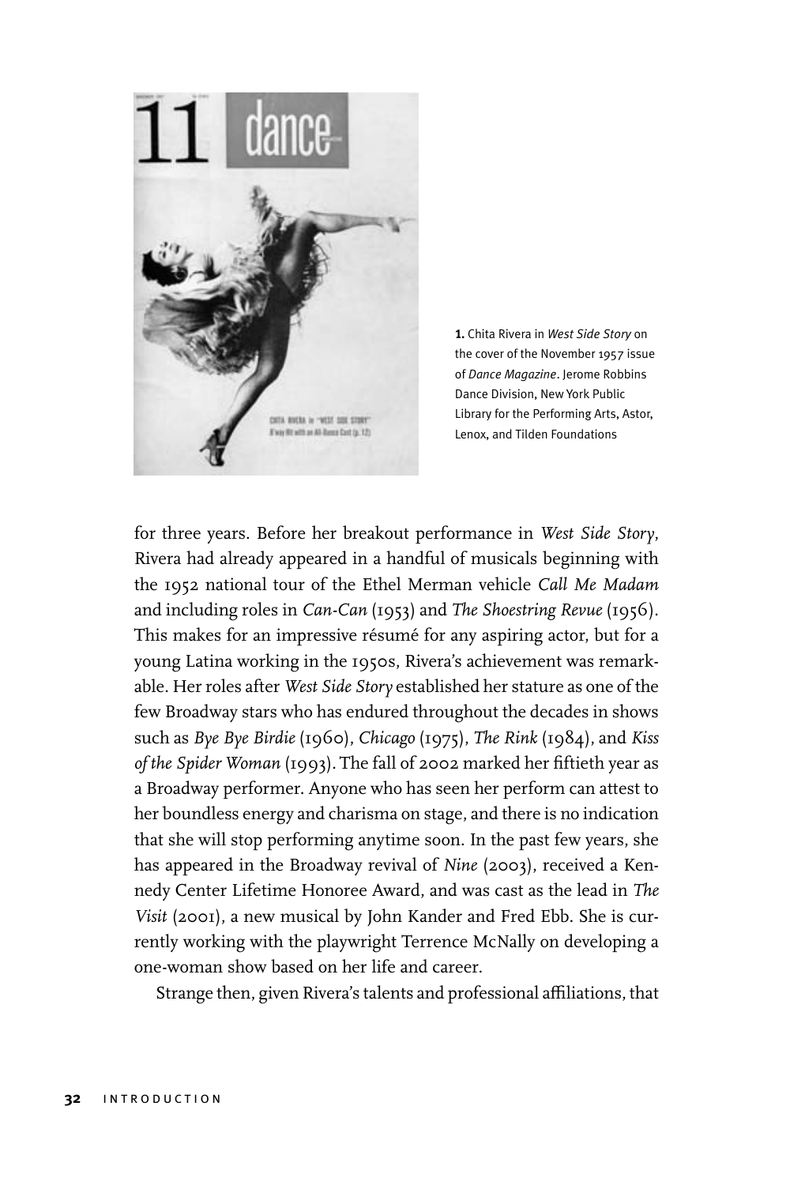**1.** Chita Rivera in *West Side Story* on the cover of the November 1957 issue of *Dance Magazine*. Jerome Robbins Dance Division, New York Public Library for the Performing Arts, Astor, Lenox, and Tilden Foundations

for three years. Before her breakout performance in *West Side Story*, Rivera had already appeared in a handful of musicals beginning with the 1952 national tour of the Ethel Merman vehicle *Call Me Madam* and including roles in *Can-Can* (1953) and *The Shoestring Revue* (1956). This makes for an impressive résumé for any aspiring actor, but for a young Latina working in the 1950s, Rivera's achievement was remarkable. Her roles after *West Side Story* established her stature as one of the few Broadway stars who has endured throughout the decades in shows such as *Bye Bye Birdie* (1960), *Chicago* (1975), *The Rink* (1984), and *Kiss of the Spider Woman* (1993). The fall of 2002 marked her fiftieth year as a Broadway performer. Anyone who has seen her perform can attest to her boundless energy and charisma on stage, and there is no indication that she will stop performing anytime soon. In the past few years, she has appeared in the Broadway revival of *Nine* (2003), received a Kennedy Center Lifetime Honoree Award, and was cast as the lead in *The Visit* (2001), a new musical by John Kander and Fred Ebb. She is currently working with the playwright Terrence McNally on developing a one-woman show based on her life and career.

Strange then, given Rivera's talents and professional affiliations, that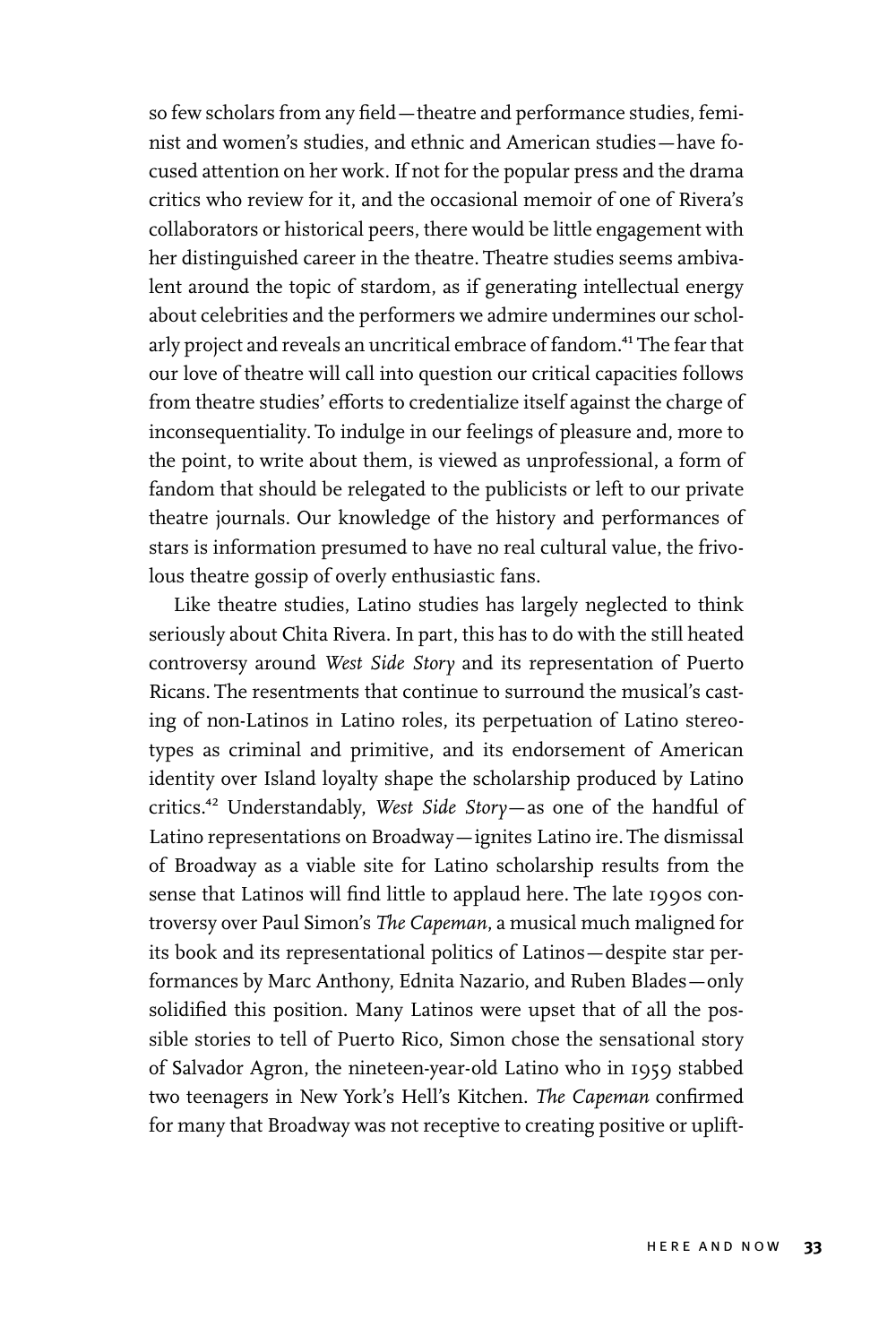so few scholars from any field—theatre and performance studies, feminist and women's studies, and ethnic and American studies—have focused attention on her work. If not for the popular press and the drama critics who review for it, and the occasional memoir of one of Rivera's collaborators or historical peers, there would be little engagement with her distinguished career in the theatre. Theatre studies seems ambivalent around the topic of stardom, as if generating intellectual energy about celebrities and the performers we admire undermines our scholarly project and reveals an uncritical embrace of fandom.[41] The fear that our love of theatre will call into question our critical capacities follows from theatre studies' efforts to credentialize itself against the charge of inconsequentiality. To indulge in our feelings of pleasure and, more to the point, to write about them, is viewed as unprofessional, a form of fandom that should be relegated to the publicists or left to our private theatre journals. Our knowledge of the history and performances of stars is information presumed to have no real cultural value, the frivolous theatre gossip of overly enthusiastic fans.

Like theatre studies, Latino studies has largely neglected to think seriously about Chita Rivera. In part, this has to do with the still heated controversy around *West Side Story* and its representation of Puerto Ricans. The resentments that continue to surround the musical's casting of non-Latinos in Latino roles, its perpetuation of Latino stereotypes as criminal and primitive, and its endorsement of American identity over Island loyalty shape the scholarship produced by Latino critics.[42] Understandably, *West Side Story*—as one of the handful of Latino representations on Broadway—ignites Latino ire. The dismissal of Broadway as a viable site for Latino scholarship results from the sense that Latinos will find little to applaud here. The late 1990s controversy over Paul Simon's *The Capeman*, a musical much maligned for its book and its representational politics of Latinos—despite star performances by Marc Anthony, Ednita Nazario, and Ruben Blades—only solidified this position. Many Latinos were upset that of all the possible stories to tell of Puerto Rico, Simon chose the sensational story of Salvador Agron, the nineteen-year-old Latino who in 1959 stabbed two teenagers in New York's Hell's Kitchen. *The Capeman* confirmed for many that Broadway was not receptive to creating positive or uplift-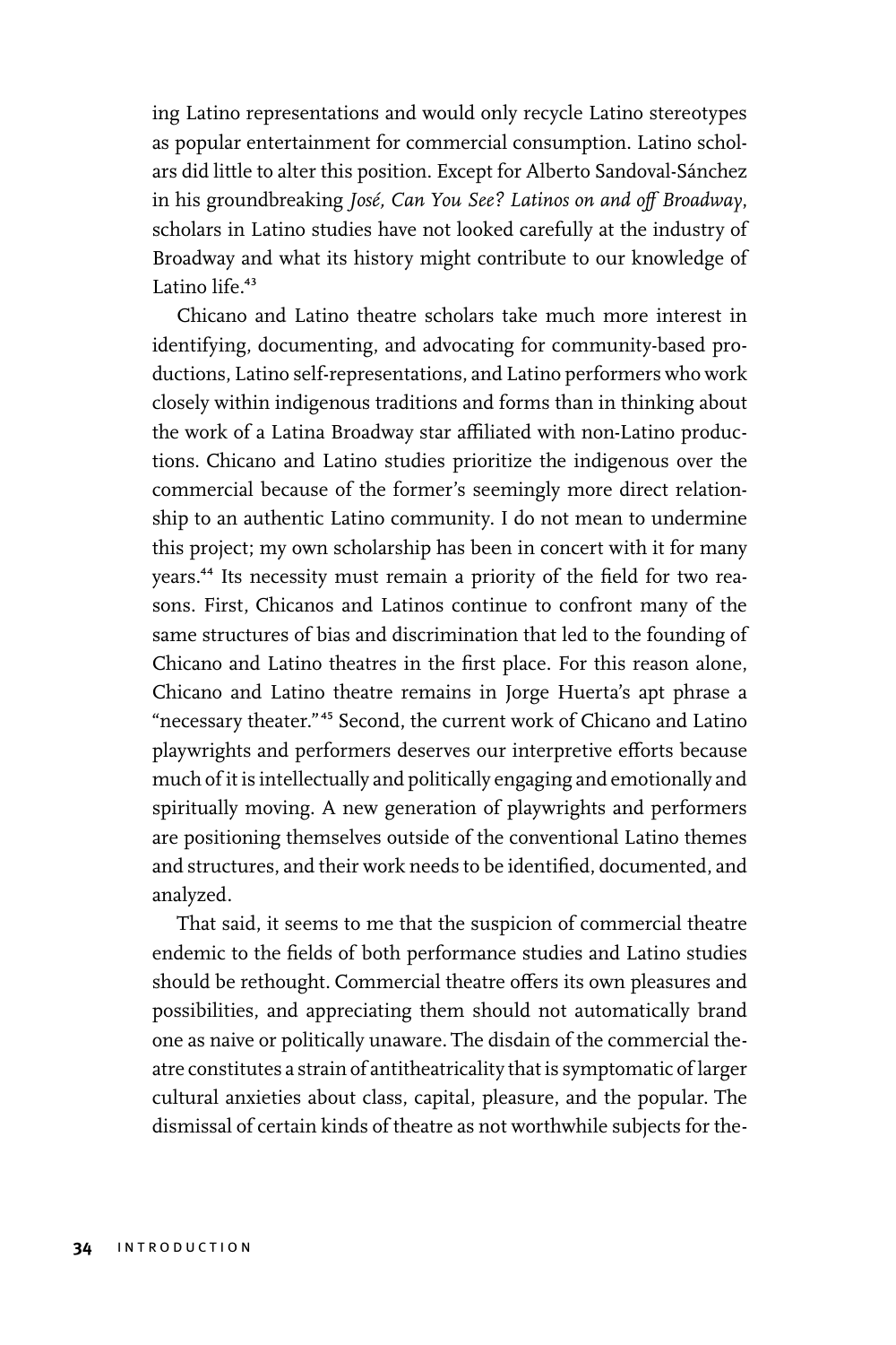ing Latino representations and would only recycle Latino stereotypes as popular entertainment for commercial consumption. Latino scholars did little to alter this position. Except for Alberto Sandoval-Sánchez in his groundbreaking *José, Can You See? Latinos on and off Broadway*, scholars in Latino studies have not looked carefully at the industry of Broadway and what its history might contribute to our knowledge of Latino life.[43]

Chicano and Latino theatre scholars take much more interest in identifying, documenting, and advocating for community-based productions, Latino self-representations, and Latino performers who work closely within indigenous traditions and forms than in thinking about the work of a Latina Broadway star affiliated with non-Latino productions. Chicano and Latino studies prioritize the indigenous over the commercial because of the former's seemingly more direct relationship to an authentic Latino community. I do not mean to undermine this project; my own scholarship has been in concert with it for many years.[44] Its necessity must remain a priority of the field for two reasons. First, Chicanos and Latinos continue to confront many of the same structures of bias and discrimination that led to the founding of Chicano and Latino theatres in the first place. For this reason alone, Chicano and Latino theatre remains in Jorge Huerta's apt phrase a "necessary theater."[45] Second, the current work of Chicano and Latino playwrights and performers deserves our interpretive efforts because much of it is intellectually and politically engaging and emotionally and spiritually moving. A new generation of playwrights and performers are positioning themselves outside of the conventional Latino themes and structures, and their work needs to be identified, documented, and analyzed.

That said, it seems to me that the suspicion of commercial theatre endemic to the fields of both performance studies and Latino studies should be rethought. Commercial theatre offers its own pleasures and possibilities, and appreciating them should not automatically brand one as naive or politically unaware. The disdain of the commercial theatre constitutes a strain of antitheatricality that is symptomatic of larger cultural anxieties about class, capital, pleasure, and the popular. The dismissal of certain kinds of theatre as not worthwhile subjects for the-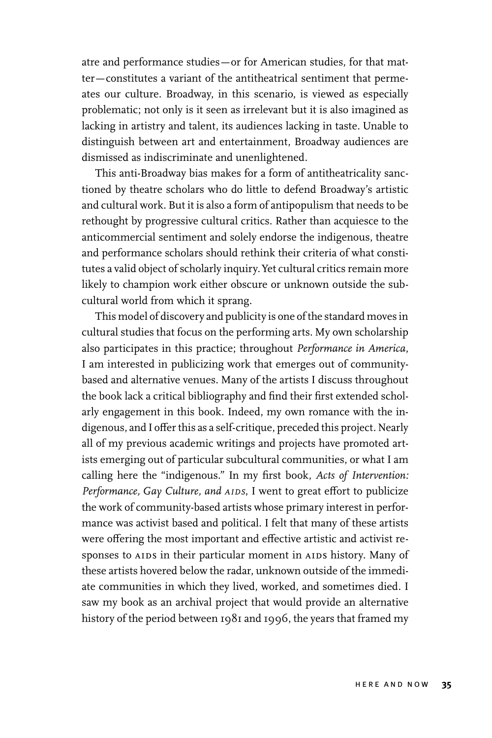atre and performance studies—or for American studies, for that matter—constitutes a variant of the antitheatrical sentiment that permeates our culture. Broadway, in this scenario, is viewed as especially problematic; not only is it seen as irrelevant but it is also imagined as lacking in artistry and talent, its audiences lacking in taste. Unable to distinguish between art and entertainment, Broadway audiences are dismissed as indiscriminate and unenlightened.

This anti-Broadway bias makes for a form of antitheatricality sanctioned by theatre scholars who do little to defend Broadway's artistic and cultural work. But it is also a form of antipopulism that needs to be rethought by progressive cultural critics. Rather than acquiesce to the anticommercial sentiment and solely endorse the indigenous, theatre and performance scholars should rethink their criteria of what constitutes a valid object of scholarly inquiry. Yet cultural critics remain more likely to champion work either obscure or unknown outside the subcultural world from which it sprang.

This model of discovery and publicity is one of the standard moves in cultural studies that focus on the performing arts. My own scholarship also participates in this practice; throughout *Performance in America*, I am interested in publicizing work that emerges out of community-based and alternative venues. Many of the artists I discuss throughout the book lack a critical bibliography and find their first extended scholarly engagement in this book. Indeed, my own romance with the indigenous, and I offer this as a self-critique, preceded this project. Nearly all of my previous academic writings and projects have promoted artists emerging out of particular subcultural communities, or what I am calling here the "indigenous." In my first book, *Acts of Intervention: Performance, Gay Culture, and AIDS*, I went to great effort to publicize the work of community-based artists whose primary interest in performance was activist based and political. I felt that many of these artists were offering the most important and effective artistic and activist responses to AIDS in their particular moment in AIDS history. Many of these artists hovered below the radar, unknown outside of the immediate communities in which they lived, worked, and sometimes died. I saw my book as an archival project that would provide an alternative history of the period between 1981 and 1996, the years that framed my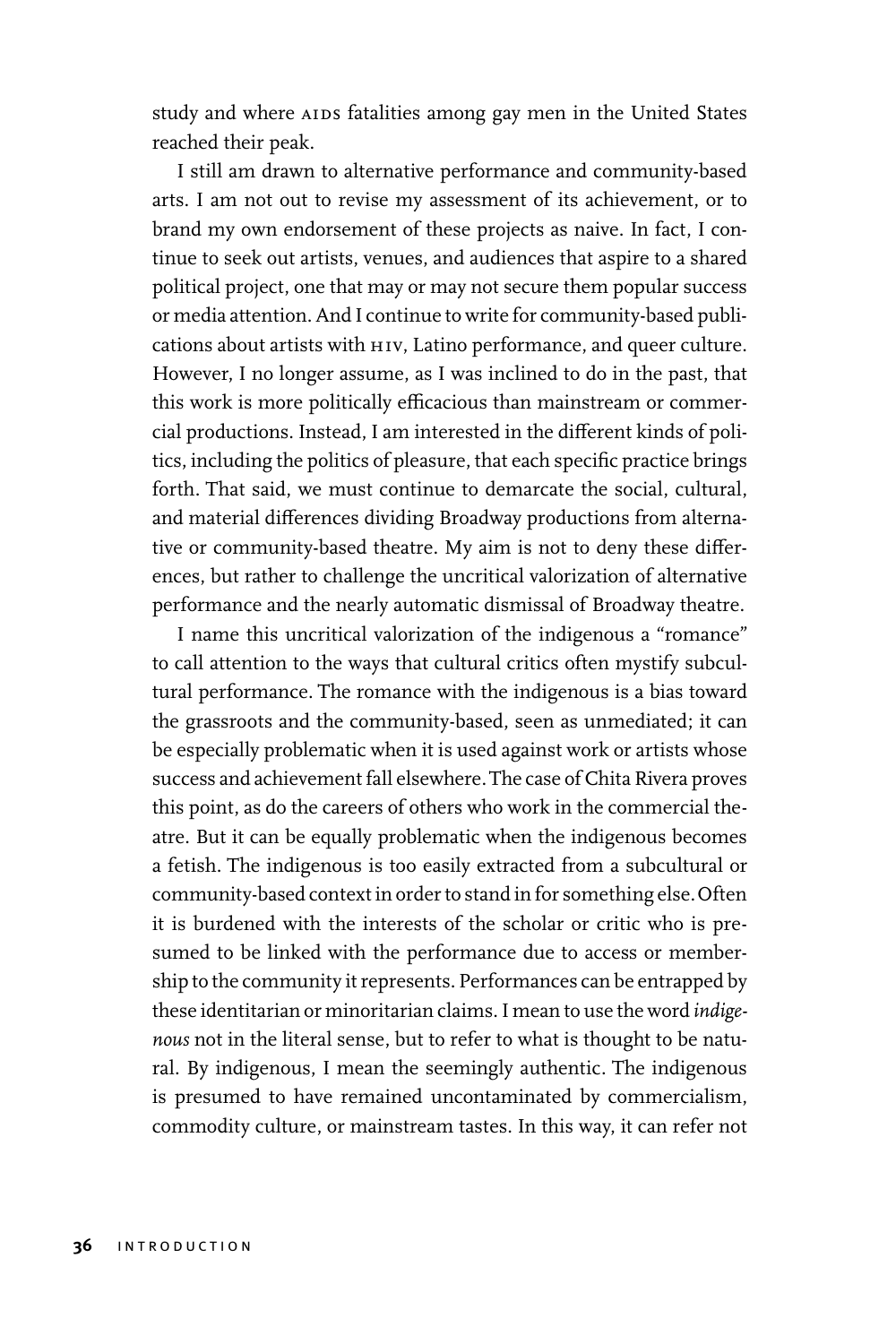study and where AIDS fatalities among gay men in the United States reached their peak.

I still am drawn to alternative performance and community-based arts. I am not out to revise my assessment of its achievement, or to brand my own endorsement of these projects as naive. In fact, I continue to seek out artists, venues, and audiences that aspire to a shared political project, one that may or may not secure them popular success or media attention. And I continue to write for community-based publications about artists with HIV, Latino performance, and queer culture. However, I no longer assume, as I was inclined to do in the past, that this work is more politically efficacious than mainstream or commercial productions. Instead, I am interested in the different kinds of politics, including the politics of pleasure, that each specific practice brings forth. That said, we must continue to demarcate the social, cultural, and material differences dividing Broadway productions from alternative or community-based theatre. My aim is not to deny these differences, but rather to challenge the uncritical valorization of alternative performance and the nearly automatic dismissal of Broadway theatre.

I name this uncritical valorization of the indigenous a "romance" to call attention to the ways that cultural critics often mystify subcultural performance. The romance with the indigenous is a bias toward the grassroots and the community-based, seen as unmediated; it can be especially problematic when it is used against work or artists whose success and achievement fall elsewhere. The case of Chita Rivera proves this point, as do the careers of others who work in the commercial theatre. But it can be equally problematic when the indigenous becomes a fetish. The indigenous is too easily extracted from a subcultural or community-based context in order to stand in for something else. Often it is burdened with the interests of the scholar or critic who is presumed to be linked with the performance due to access or membership to the community it represents. Performances can be entrapped by these identitarian or minoritarian claims. I mean to use the word *indigenous* not in the literal sense, but to refer to what is thought to be natural. By indigenous, I mean the seemingly authentic. The indigenous is presumed to have remained uncontaminated by commercialism, commodity culture, or mainstream tastes. In this way, it can refer not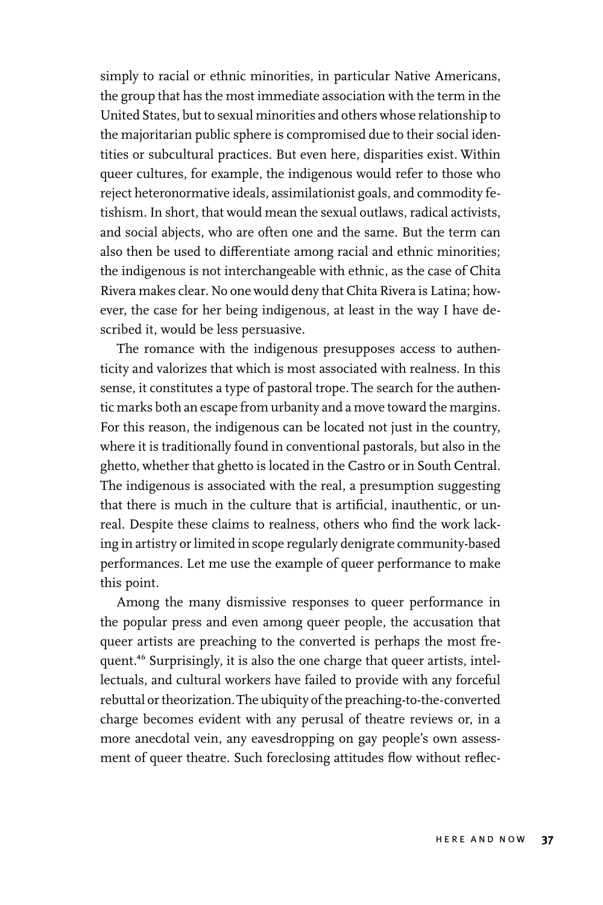simply to racial or ethnic minorities, in particular Native Americans, the group that has the most immediate association with the term in the United States, but to sexual minorities and others whose relationship to the majoritarian public sphere is compromised due to their social identities or subcultural practices. But even here, disparities exist. Within queer cultures, for example, the indigenous would refer to those who reject heteronormative ideals, assimilationist goals, and commodity fetishism. In short, that would mean the sexual outlaws, radical activists, and social abjects, who are often one and the same. But the term can also then be used to differentiate among racial and ethnic minorities; the indigenous is not interchangeable with ethnic, as the case of Chita Rivera makes clear. No one would deny that Chita Rivera is Latina; however, the case for her being indigenous, at least in the way I have described it, would be less persuasive.

The romance with the indigenous presupposes access to authenticity and valorizes that which is most associated with realness. In this sense, it constitutes a type of pastoral trope. The search for the authentic marks both an escape from urbanity and a move toward the margins. For this reason, the indigenous can be located not just in the country, where it is traditionally found in conventional pastorals, but also in the ghetto, whether that ghetto is located in the Castro or in South Central. The indigenous is associated with the real, a presumption suggesting that there is much in the culture that is artificial, inauthentic, or unreal. Despite these claims to realness, others who find the work lacking in artistry or limited in scope regularly denigrate community-based performances. Let me use the example of queer performance to make this point.

Among the many dismissive responses to queer performance in the popular press and even among queer people, the accusation that queer artists are preaching to the converted is perhaps the most frequent.[46] Surprisingly, it is also the one charge that queer artists, intellectuals, and cultural workers have failed to provide with any forceful rebuttal or theorization. The ubiquity of the preaching-to-the-converted charge becomes evident with any perusal of theatre reviews or, in a more anecdotal vein, any eavesdropping on gay people's own assessment of queer theatre. Such foreclosing attitudes flow without reflec-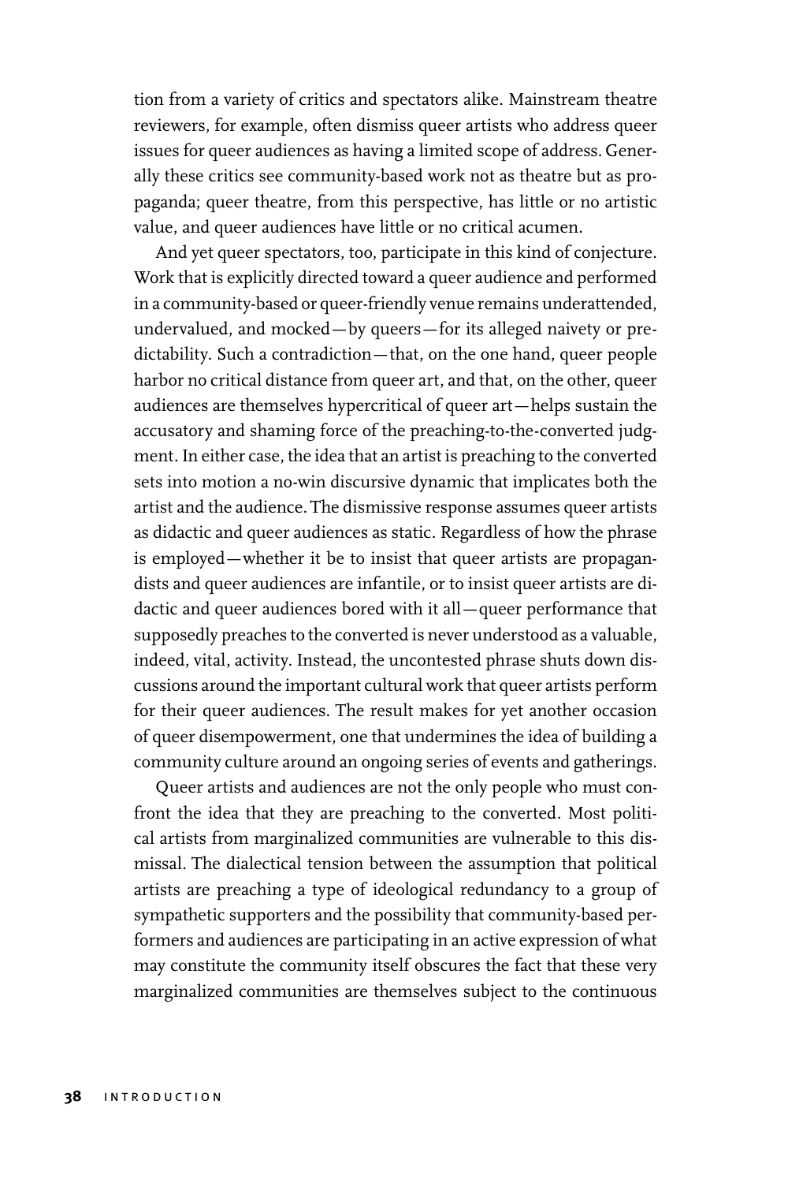tion from a variety of critics and spectators alike. Mainstream theatre reviewers, for example, often dismiss queer artists who address queer issues for queer audiences as having a limited scope of address. Generally these critics see community-based work not as theatre but as propaganda; queer theatre, from this perspective, has little or no artistic value, and queer audiences have little or no critical acumen.

And yet queer spectators, too, participate in this kind of conjecture. Work that is explicitly directed toward a queer audience and performed in a community-based or queer-friendly venue remains underattended, undervalued, and mocked—by queers—for its alleged naivety or predictability. Such a contradiction—that, on the one hand, queer people harbor no critical distance from queer art, and that, on the other, queer audiences are themselves hypercritical of queer art—helps sustain the accusatory and shaming force of the preaching-to-the-converted judgment. In either case, the idea that an artist is preaching to the converted sets into motion a no-win discursive dynamic that implicates both the artist and the audience. The dismissive response assumes queer artists as didactic and queer audiences as static. Regardless of how the phrase is employed—whether it be to insist that queer artists are propagandists and queer audiences are infantile, or to insist queer artists are didactic and queer audiences bored with it all—queer performance that supposedly preaches to the converted is never understood as a valuable, indeed, vital, activity. Instead, the uncontested phrase shuts down discussions around the important cultural work that queer artists perform for their queer audiences. The result makes for yet another occasion of queer disempowerment, one that undermines the idea of building a community culture around an ongoing series of events and gatherings.

Queer artists and audiences are not the only people who must confront the idea that they are preaching to the converted. Most political artists from marginalized communities are vulnerable to this dismissal. The dialectical tension between the assumption that political artists are preaching a type of ideological redundancy to a group of sympathetic supporters and the possibility that community-based performers and audiences are participating in an active expression of what may constitute the community itself obscures the fact that these very marginalized communities are themselves subject to the continuous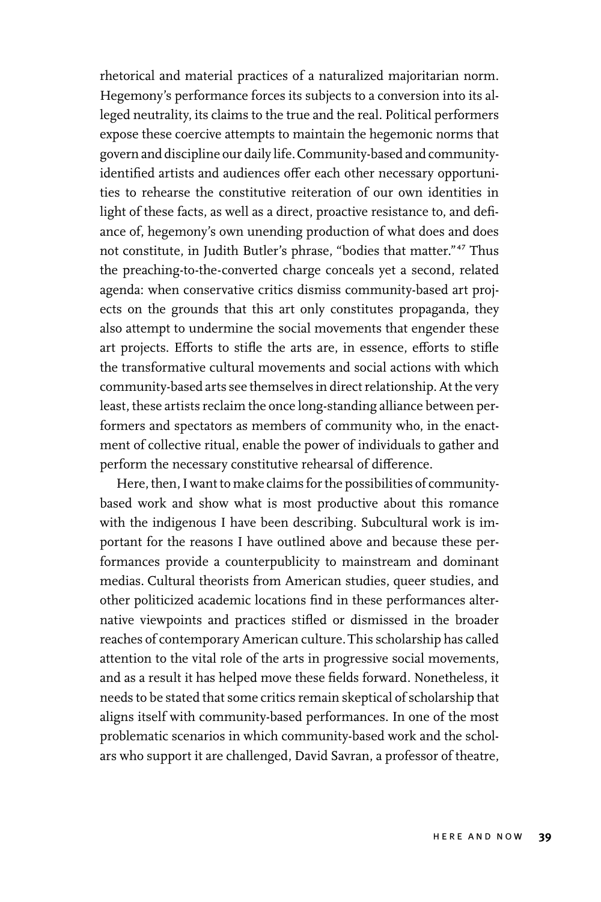rhetorical and material practices of a naturalized majoritarian norm. Hegemony's performance forces its subjects to a conversion into its alleged neutrality, its claims to the true and the real. Political performers expose these coercive attempts to maintain the hegemonic norms that govern and discipline our daily life. Community-based and community-identified artists and audiences offer each other necessary opportunities to rehearse the constitutive reiteration of our own identities in light of these facts, as well as a direct, proactive resistance to, and defiance of, hegemony's own unending production of what does and does not constitute, in Judith Butler's phrase, "bodies that matter."[47] Thus the preaching-to-the-converted charge conceals yet a second, related agenda: when conservative critics dismiss community-based art projects on the grounds that this art only constitutes propaganda, they also attempt to undermine the social movements that engender these art projects. Efforts to stifle the arts are, in essence, efforts to stifle the transformative cultural movements and social actions with which community-based arts see themselves in direct relationship. At the very least, these artists reclaim the once long-standing alliance between performers and spectators as members of community who, in the enactment of collective ritual, enable the power of individuals to gather and perform the necessary constitutive rehearsal of difference.

Here, then, I want to make claims for the possibilities of community-based work and show what is most productive about this romance with the indigenous I have been describing. Subcultural work is important for the reasons I have outlined above and because these performances provide a counterpublicity to mainstream and dominant medias. Cultural theorists from American studies, queer studies, and other politicized academic locations find in these performances alternative viewpoints and practices stifled or dismissed in the broader reaches of contemporary American culture. This scholarship has called attention to the vital role of the arts in progressive social movements, and as a result it has helped move these fields forward. Nonetheless, it needs to be stated that some critics remain skeptical of scholarship that aligns itself with community-based performances. In one of the most problematic scenarios in which community-based work and the scholars who support it are challenged, David Savran, a professor of theatre,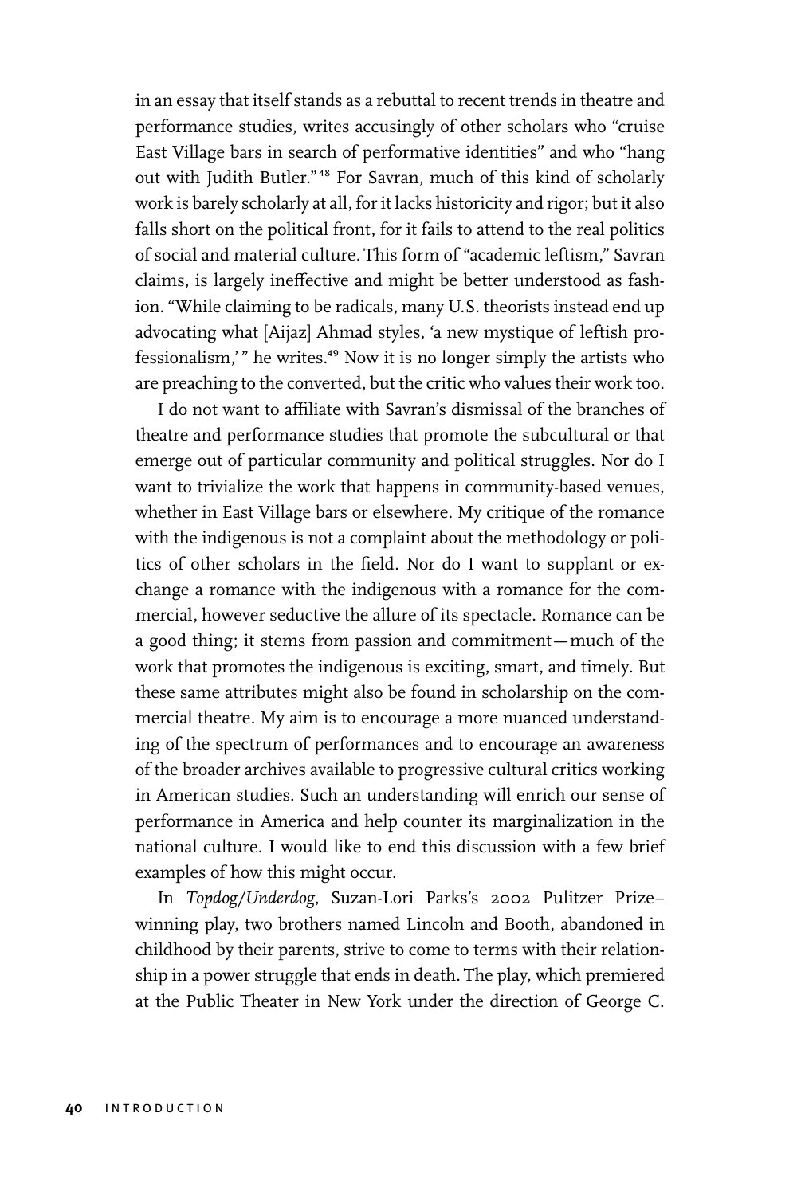in an essay that itself stands as a rebuttal to recent trends in theatre and performance studies, writes accusingly of other scholars who "cruise East Village bars in search of performative identities" and who "hang out with Judith Butler."[48] For Savran, much of this kind of scholarly work is barely scholarly at all, for it lacks historicity and rigor; but it also falls short on the political front, for it fails to attend to the real politics of social and material culture. This form of "academic leftism," Savran claims, is largely ineffective and might be better understood as fashion. "While claiming to be radicals, many U.S. theorists instead end up advocating what [Aijaz] Ahmad styles, 'a new mystique of leftish professionalism,'" he writes.[49] Now it is no longer simply the artists who are preaching to the converted, but the critic who values their work too.

I do not want to affiliate with Savran's dismissal of the branches of theatre and performance studies that promote the subcultural or that emerge out of particular community and political struggles. Nor do I want to trivialize the work that happens in community-based venues, whether in East Village bars or elsewhere. My critique of the romance with the indigenous is not a complaint about the methodology or politics of other scholars in the field. Nor do I want to supplant or exchange a romance with the indigenous with a romance for the commercial, however seductive the allure of its spectacle. Romance can be a good thing; it stems from passion and commitment—much of the work that promotes the indigenous is exciting, smart, and timely. But these same attributes might also be found in scholarship on the commercial theatre. My aim is to encourage a more nuanced understanding of the spectrum of performances and to encourage an awareness of the broader archives available to progressive cultural critics working in American studies. Such an understanding will enrich our sense of performance in America and help counter its marginalization in the national culture. I would like to end this discussion with a few brief examples of how this might occur.

In *Topdog/Underdog*, Suzan-Lori Parks's 2002 Pulitzer Prize–winning play, two brothers named Lincoln and Booth, abandoned in childhood by their parents, strive to come to terms with their relationship in a power struggle that ends in death. The play, which premiered at the Public Theater in New York under the direction of George C.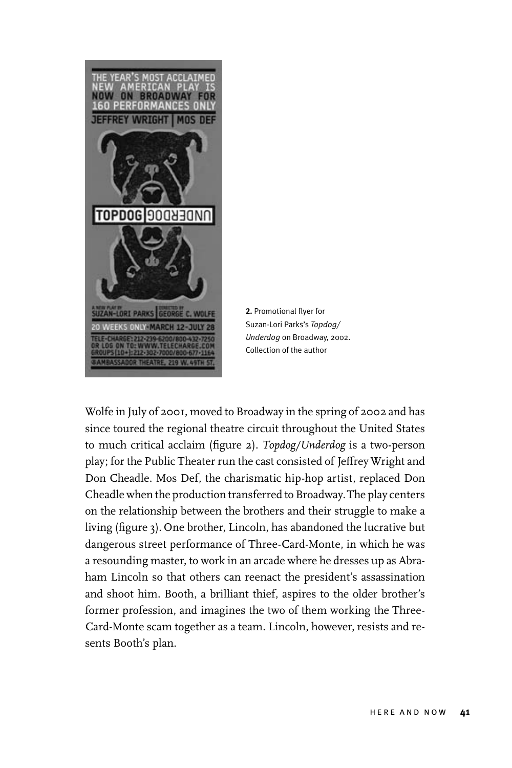2. Promotional flyer for Suzan-Lori Parks's *Topdog/Underdog* on Broadway, 2002. Collection of the author

Wolfe in July of 2001, moved to Broadway in the spring of 2002 and has since toured the regional theatre circuit throughout the United States to much critical acclaim (figure 2). *Topdog/Underdog* is a two-person play; for the Public Theater run the cast consisted of Jeffrey Wright and Don Cheadle. Mos Def, the charismatic hip-hop artist, replaced Don Cheadle when the production transferred to Broadway. The play centers on the relationship between the brothers and their struggle to make a living (figure 3). One brother, Lincoln, has abandoned the lucrative but dangerous street performance of Three-Card-Monte, in which he was a resounding master, to work in an arcade where he dresses up as Abraham Lincoln so that others can reenact the president's assassination and shoot him. Booth, a brilliant thief, aspires to the older brother's former profession, and imagines the two of them working the Three-Card-Monte scam together as a team. Lincoln, however, resists and resents Booth's plan.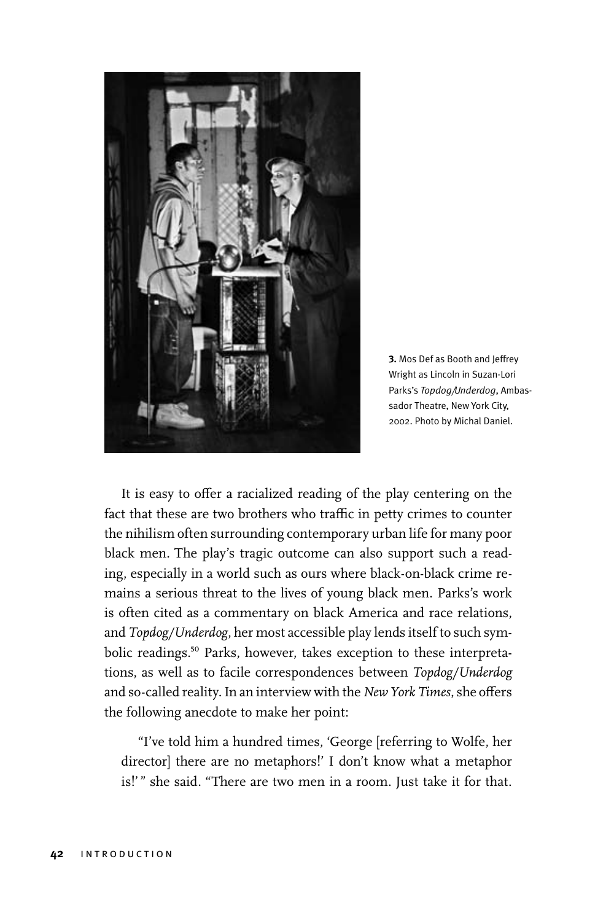**3.** Mos Def as Booth and Jeffrey Wright as Lincoln in Suzan-Lori Parks's *Topdog/Underdog*, Ambassador Theatre, New York City, 2002. Photo by Michal Daniel.

It is easy to offer a racialized reading of the play centering on the fact that these are two brothers who traffic in petty crimes to counter the nihilism often surrounding contemporary urban life for many poor black men. The play's tragic outcome can also support such a reading, especially in a world such as ours where black-on-black crime remains a serious threat to the lives of young black men. Parks's work is often cited as a commentary on black America and race relations, and *Topdog/Underdog*, her most accessible play lends itself to such symbolic readings.[50] Parks, however, takes exception to these interpretations, as well as to facile correspondences between *Topdog/Underdog* and so-called reality. In an interview with the *New York Times*, she offers the following anecdote to make her point:

> "I've told him a hundred times, 'George [referring to Wolfe, her director] there are no metaphors!' I don't know what a metaphor is!' " she said. "There are two men in a room. Just take it for that.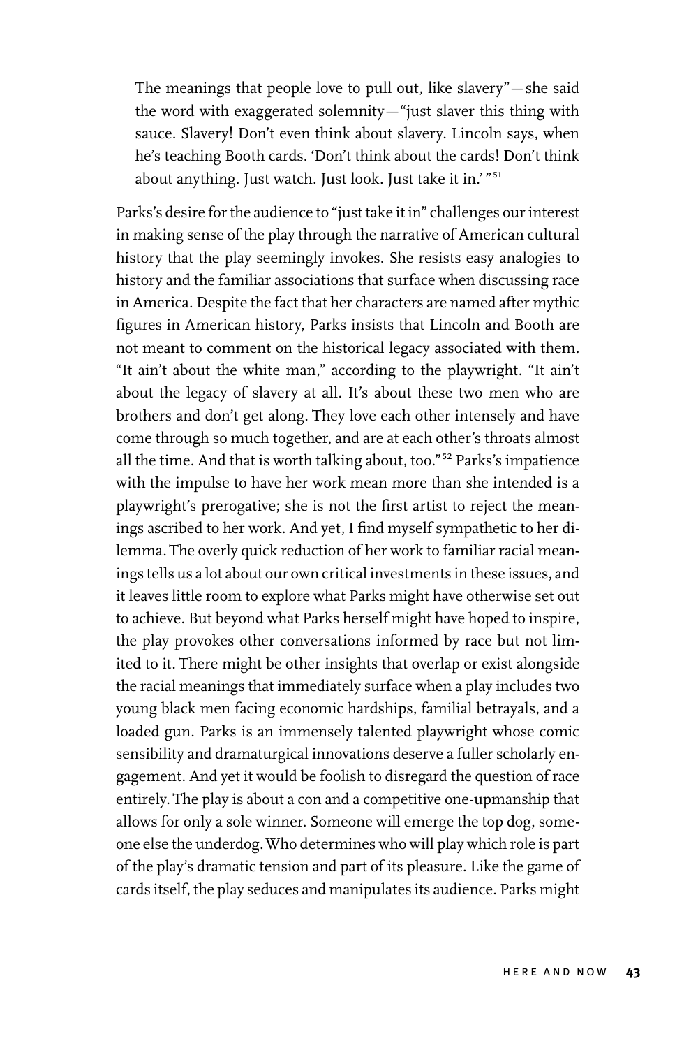> The meanings that people love to pull out, like slavery"—she said the word with exaggerated solemnity—"just slaver this thing with sauce. Slavery! Don't even think about slavery. Lincoln says, when he's teaching Booth cards. 'Don't think about the cards! Don't think about anything. Just watch. Just look. Just take it in.'"[51]

Parks's desire for the audience to "just take it in" challenges our interest in making sense of the play through the narrative of American cultural history that the play seemingly invokes. She resists easy analogies to history and the familiar associations that surface when discussing race in America. Despite the fact that her characters are named after mythic figures in American history, Parks insists that Lincoln and Booth are not meant to comment on the historical legacy associated with them. "It ain't about the white man," according to the playwright. "It ain't about the legacy of slavery at all. It's about these two men who are brothers and don't get along. They love each other intensely and have come through so much together, and are at each other's throats almost all the time. And that is worth talking about, too."[52] Parks's impatience with the impulse to have her work mean more than she intended is a playwright's prerogative; she is not the first artist to reject the meanings ascribed to her work. And yet, I find myself sympathetic to her dilemma. The overly quick reduction of her work to familiar racial meanings tells us a lot about our own critical investments in these issues, and it leaves little room to explore what Parks might have otherwise set out to achieve. But beyond what Parks herself might have hoped to inspire, the play provokes other conversations informed by race but not limited to it. There might be other insights that overlap or exist alongside the racial meanings that immediately surface when a play includes two young black men facing economic hardships, familial betrayals, and a loaded gun. Parks is an immensely talented playwright whose comic sensibility and dramaturgical innovations deserve a fuller scholarly engagement. And yet it would be foolish to disregard the question of race entirely. The play is about a con and a competitive one-upmanship that allows for only a sole winner. Someone will emerge the top dog, someone else the underdog. Who determines who will play which role is part of the play's dramatic tension and part of its pleasure. Like the game of cards itself, the play seduces and manipulates its audience. Parks might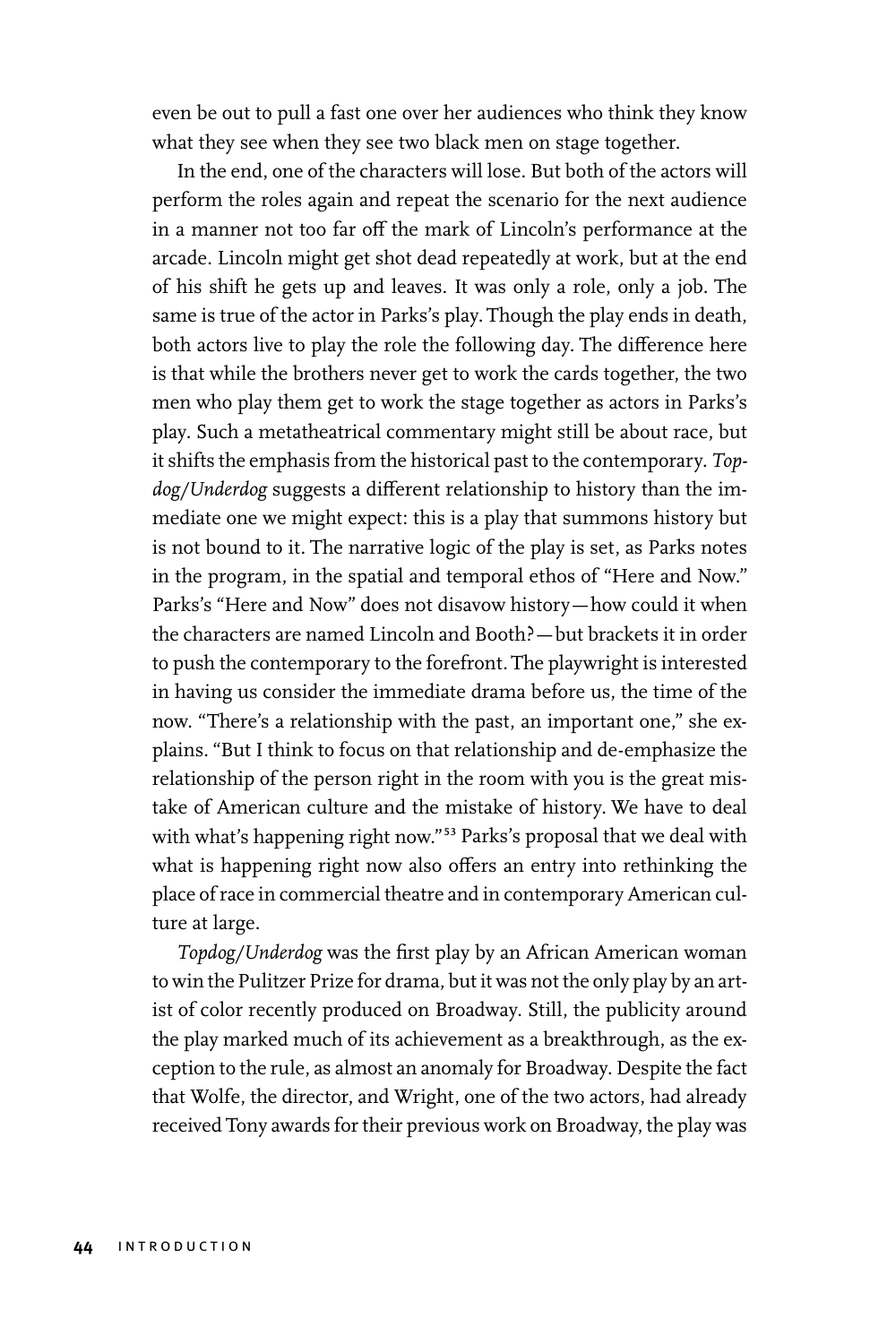even be out to pull a fast one over her audiences who think they know what they see when they see two black men on stage together.

In the end, one of the characters will lose. But both of the actors will perform the roles again and repeat the scenario for the next audience in a manner not too far off the mark of Lincoln's performance at the arcade. Lincoln might get shot dead repeatedly at work, but at the end of his shift he gets up and leaves. It was only a role, only a job. The same is true of the actor in Parks's play. Though the play ends in death, both actors live to play the role the following day. The difference here is that while the brothers never get to work the cards together, the two men who play them get to work the stage together as actors in Parks's play. Such a metatheatrical commentary might still be about race, but it shifts the emphasis from the historical past to the contemporary. *Topdog/Underdog* suggests a different relationship to history than the immediate one we might expect: this is a play that summons history but is not bound to it. The narrative logic of the play is set, as Parks notes in the program, in the spatial and temporal ethos of "Here and Now." Parks's "Here and Now" does not disavow history—how could it when the characters are named Lincoln and Booth?—but brackets it in order to push the contemporary to the forefront. The playwright is interested in having us consider the immediate drama before us, the time of the now. "There's a relationship with the past, an important one," she explains. "But I think to focus on that relationship and de-emphasize the relationship of the person right in the room with you is the great mistake of American culture and the mistake of history. We have to deal with what's happening right now."[53] Parks's proposal that we deal with what is happening right now also offers an entry into rethinking the place of race in commercial theatre and in contemporary American culture at large.

*Topdog/Underdog* was the first play by an African American woman to win the Pulitzer Prize for drama, but it was not the only play by an artist of color recently produced on Broadway. Still, the publicity around the play marked much of its achievement as a breakthrough, as the exception to the rule, as almost an anomaly for Broadway. Despite the fact that Wolfe, the director, and Wright, one of the two actors, had already received Tony awards for their previous work on Broadway, the play was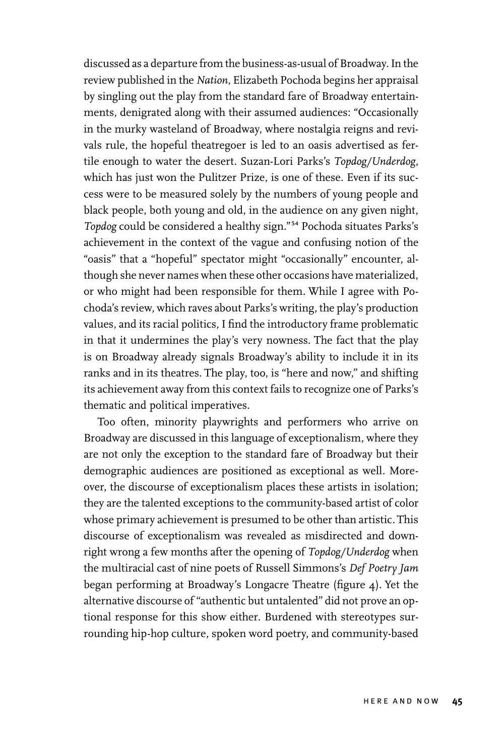discussed as a departure from the business-as-usual of Broadway. In the review published in the *Nation*, Elizabeth Pochoda begins her appraisal by singling out the play from the standard fare of Broadway entertainments, denigrated along with their assumed audiences: "Occasionally in the murky wasteland of Broadway, where nostalgia reigns and revivals rule, the hopeful theatregoer is led to an oasis advertised as fertile enough to water the desert. Suzan-Lori Parks's *Topdog/Underdog*, which has just won the Pulitzer Prize, is one of these. Even if its success were to be measured solely by the numbers of young people and black people, both young and old, in the audience on any given night, *Topdog* could be considered a healthy sign."[54] Pochoda situates Parks's achievement in the context of the vague and confusing notion of the "oasis" that a "hopeful" spectator might "occasionally" encounter, although she never names when these other occasions have materialized, or who might had been responsible for them. While I agree with Pochoda's review, which raves about Parks's writing, the play's production values, and its racial politics, I find the introductory frame problematic in that it undermines the play's very nowness. The fact that the play is on Broadway already signals Broadway's ability to include it in its ranks and in its theatres. The play, too, is "here and now," and shifting its achievement away from this context fails to recognize one of Parks's thematic and political imperatives.

Too often, minority playwrights and performers who arrive on Broadway are discussed in this language of exceptionalism, where they are not only the exception to the standard fare of Broadway but their demographic audiences are positioned as exceptional as well. Moreover, the discourse of exceptionalism places these artists in isolation; they are the talented exceptions to the community-based artist of color whose primary achievement is presumed to be other than artistic. This discourse of exceptionalism was revealed as misdirected and downright wrong a few months after the opening of *Topdog/Underdog* when the multiracial cast of nine poets of Russell Simmons's *Def Poetry Jam* began performing at Broadway's Longacre Theatre (figure 4). Yet the alternative discourse of "authentic but untalented" did not prove an optional response for this show either. Burdened with stereotypes surrounding hip-hop culture, spoken word poetry, and community-based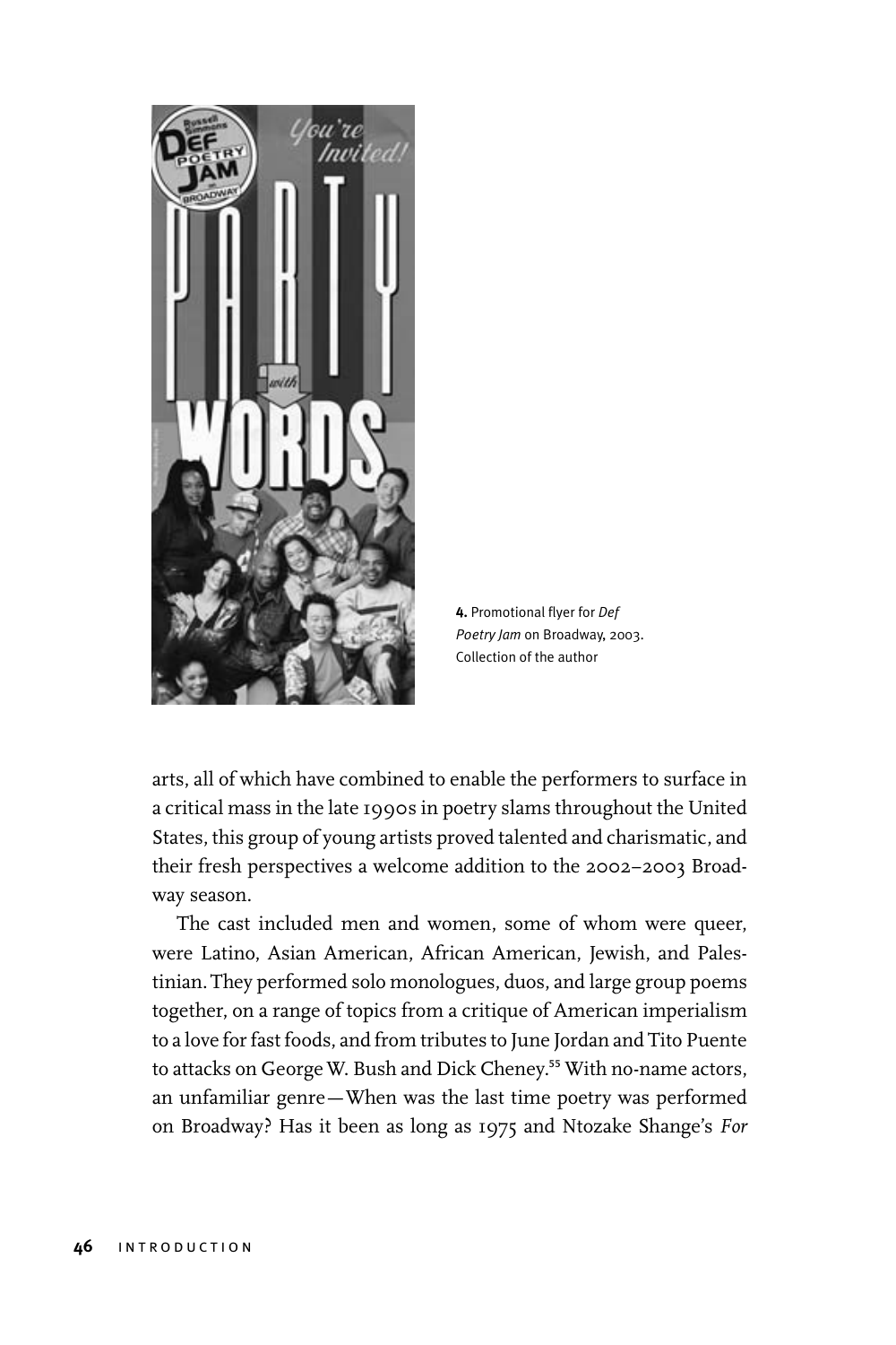**4.** Promotional flyer for *Def Poetry Jam* on Broadway, 2003. Collection of the author

arts, all of which have combined to enable the performers to surface in a critical mass in the late 1990s in poetry slams throughout the United States, this group of young artists proved talented and charismatic, and their fresh perspectives a welcome addition to the 2002–2003 Broadway season.

The cast included men and women, some of whom were queer, were Latino, Asian American, African American, Jewish, and Palestinian. They performed solo monologues, duos, and large group poems together, on a range of topics from a critique of American imperialism to a love for fast foods, and from tributes to June Jordan and Tito Puente to attacks on George W. Bush and Dick Cheney.[55] With no-name actors, an unfamiliar genre—When was the last time poetry was performed on Broadway? Has it been as long as 1975 and Ntozake Shange's *For*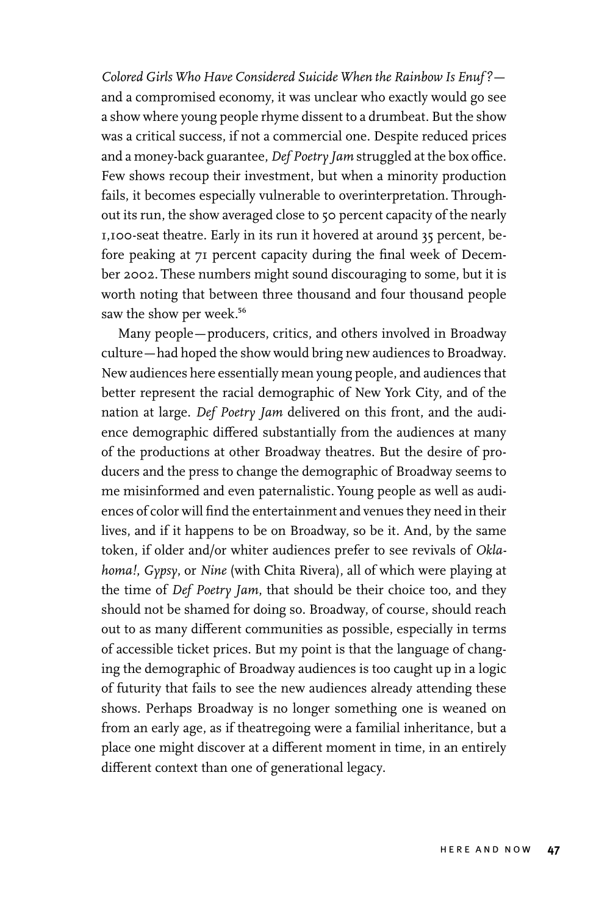*Colored Girls Who Have Considered Suicide When the Rainbow Is Enuf?*—and a compromised economy, it was unclear who exactly would go see a show where young people rhyme dissent to a drumbeat. But the show was a critical success, if not a commercial one. Despite reduced prices and a money-back guarantee, *Def Poetry Jam* struggled at the box office. Few shows recoup their investment, but when a minority production fails, it becomes especially vulnerable to overinterpretation. Throughout its run, the show averaged close to 50 percent capacity of the nearly 1,100-seat theatre. Early in its run it hovered at around 35 percent, before peaking at 71 percent capacity during the final week of December 2002. These numbers might sound discouraging to some, but it is worth noting that between three thousand and four thousand people saw the show per week.[56]

Many people—producers, critics, and others involved in Broadway culture—had hoped the show would bring new audiences to Broadway. New audiences here essentially mean young people, and audiences that better represent the racial demographic of New York City, and of the nation at large. *Def Poetry Jam* delivered on this front, and the audience demographic differed substantially from the audiences at many of the productions at other Broadway theatres. But the desire of producers and the press to change the demographic of Broadway seems to me misinformed and even paternalistic. Young people as well as audiences of color will find the entertainment and venues they need in their lives, and if it happens to be on Broadway, so be it. And, by the same token, if older and/or whiter audiences prefer to see revivals of *Oklahoma!*, *Gypsy*, or *Nine* (with Chita Rivera), all of which were playing at the time of *Def Poetry Jam*, that should be their choice too, and they should not be shamed for doing so. Broadway, of course, should reach out to as many different communities as possible, especially in terms of accessible ticket prices. But my point is that the language of changing the demographic of Broadway audiences is too caught up in a logic of futurity that fails to see the new audiences already attending these shows. Perhaps Broadway is no longer something one is weaned on from an early age, as if theatregoing were a familial inheritance, but a place one might discover at a different moment in time, in an entirely different context than one of generational legacy.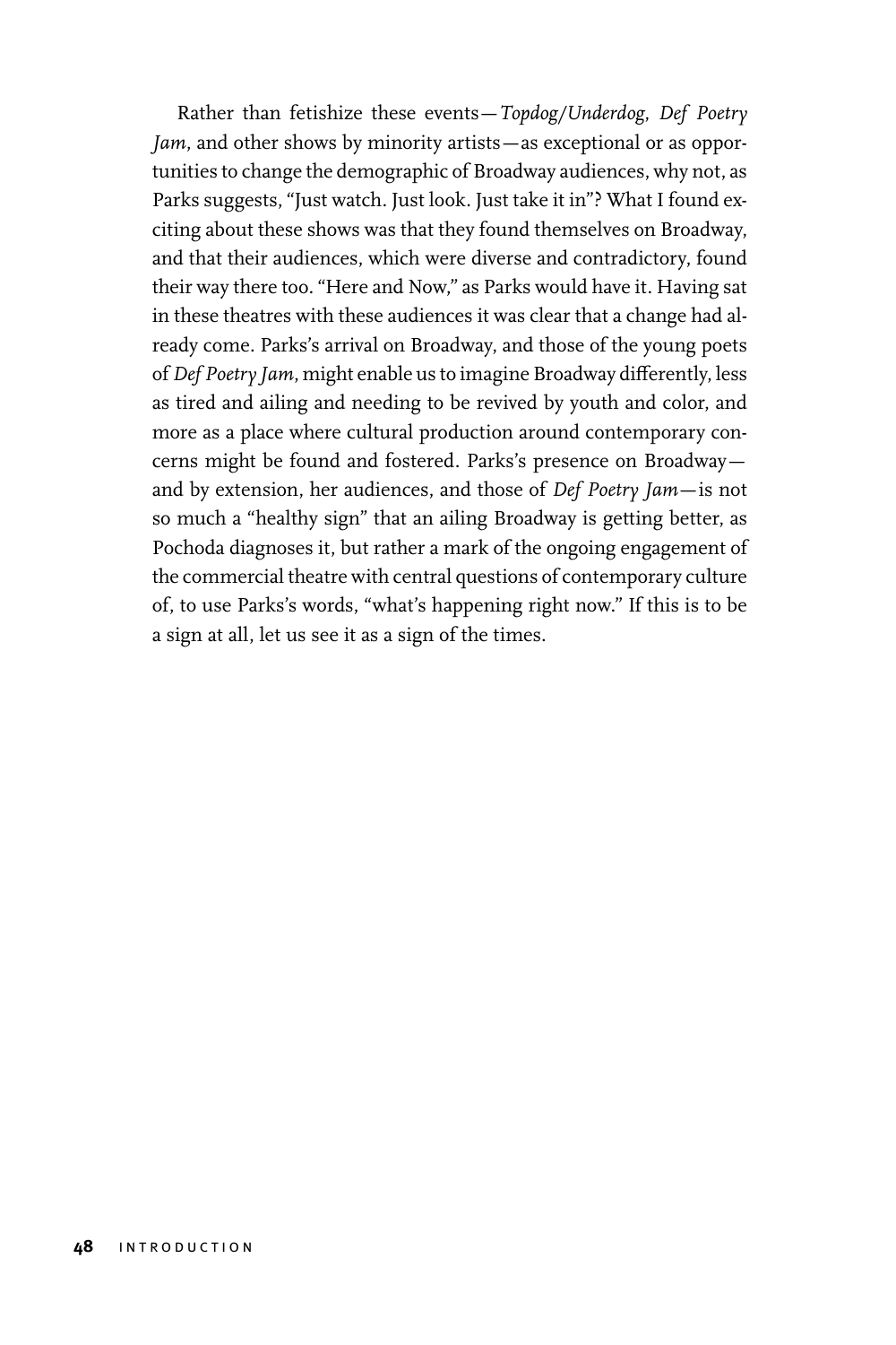Rather than fetishize these events—*Topdog/Underdog, Def Poetry Jam,* and other shows by minority artists—as exceptional or as opportunities to change the demographic of Broadway audiences, why not, as Parks suggests, "Just watch. Just look. Just take it in"? What I found exciting about these shows was that they found themselves on Broadway, and that their audiences, which were diverse and contradictory, found their way there too. "Here and Now," as Parks would have it. Having sat in these theatres with these audiences it was clear that a change had already come. Parks's arrival on Broadway, and those of the young poets of *Def Poetry Jam,* might enable us to imagine Broadway differently, less as tired and ailing and needing to be revived by youth and color, and more as a place where cultural production around contemporary concerns might be found and fostered. Parks's presence on Broadway—and by extension, her audiences, and those of *Def Poetry Jam*—is not so much a "healthy sign" that an ailing Broadway is getting better, as Pochoda diagnoses it, but rather a mark of the ongoing engagement of the commercial theatre with central questions of contemporary culture of, to use Parks's words, "what's happening right now." If this is to be a sign at all, let us see it as a sign of the times.